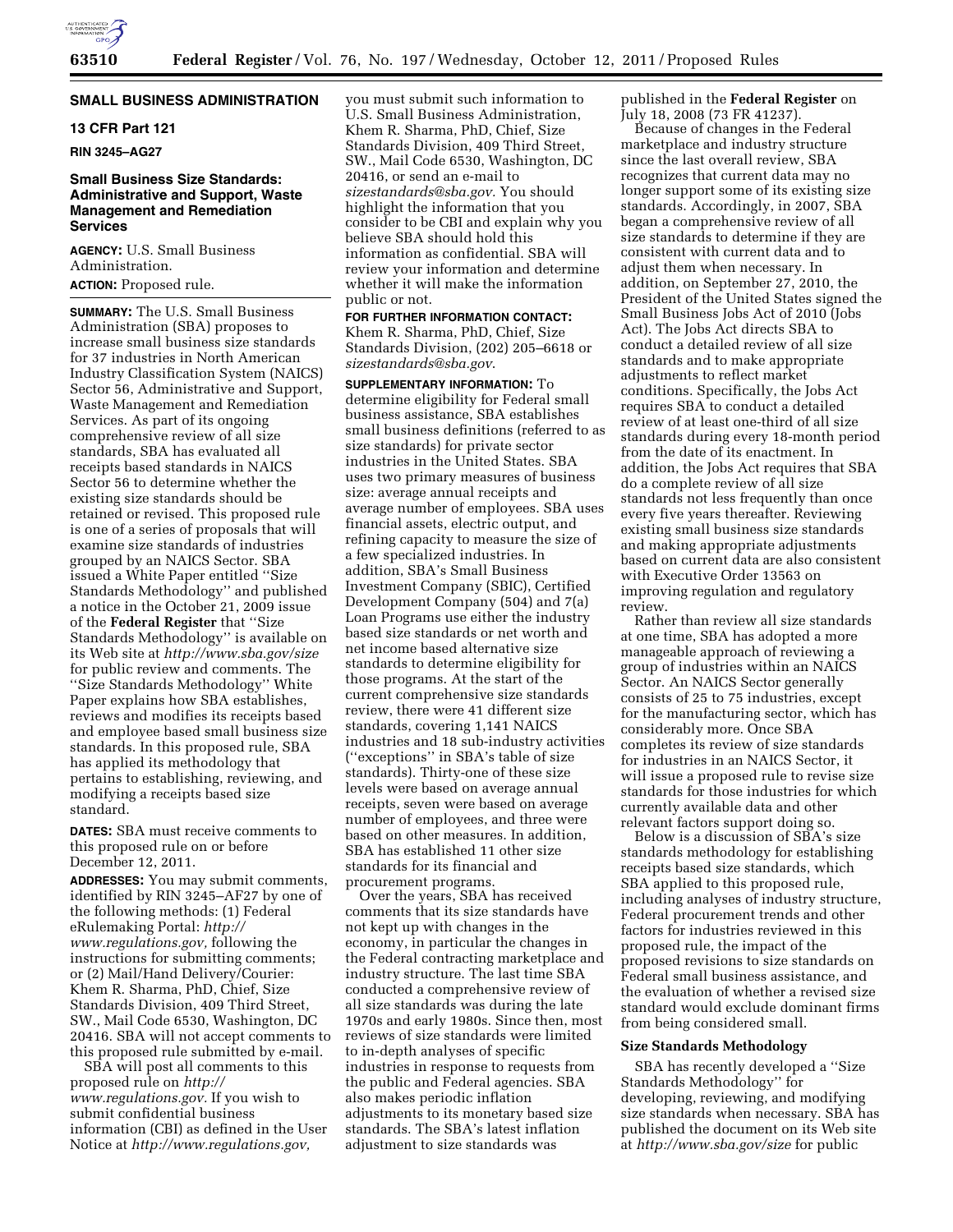**SMALL BUSINESS ADMINISTRATION**

**13 CFR Part 121**

**RIN 3245–AG27**

## Small Business Size Standards: Administrative and Support, Waste Management and Remediation Services

**AGENCY:** U.S. Small Business Administration.

**ACTION:** Proposed rule.

**SUMMARY:** The U.S. Small Business Administration (SBA) proposes to increase small business size standards for 37 industries in North American Industry Classification System (NAICS) Sector 56, Administrative and Support, Waste Management and Remediation Services. As part of its ongoing comprehensive review of all size standards, SBA has evaluated all receipts based standards in NAICS Sector 56 to determine whether the existing size standards should be retained or revised. This proposed rule is one of a series of proposals that will examine size standards of industries grouped by an NAICS Sector. SBA issued a White Paper entitled ''Size Standards Methodology'' and published a notice in the October 21, 2009 issue of the **Federal Register** that ''Size Standards Methodology'' is available on its Web site at *http://www.sba.gov/size* for public review and comments. The ''Size Standards Methodology'' White Paper explains how SBA establishes, reviews and modifies its receipts based and employee based small business size standards. In this proposed rule, SBA has applied its methodology that pertains to establishing, reviewing, and modifying a receipts based size standard.

**DATES:** SBA must receive comments to this proposed rule on or before December 12, 2011.

**ADDRESSES:** You may submit comments, identified by RIN 3245–AF27 by one of the following methods: (1) Federal eRulemaking Portal: *http://www.regulations.gov,* following the instructions for submitting comments; or (2) Mail/Hand Delivery/Courier: Khem R. Sharma, PhD, Chief, Size Standards Division, 409 Third Street, SW., Mail Code 6530, Washington, DC 20416. SBA will not accept comments to this proposed rule submitted by e-mail.

SBA will post all comments to this proposed rule on *http://www.regulations.gov.* If you wish to submit confidential business information (CBI) as defined in the User Notice at *http://www.regulations.gov,* you must submit such information to U.S. Small Business Administration, Khem R. Sharma, PhD, Chief, Size Standards Division, 409 Third Street, SW., Mail Code 6530, Washington, DC 20416, or send an e-mail to *sizestandards@sba.gov.* You should highlight the information that you consider to be CBI and explain why you believe SBA should hold this information as confidential. SBA will review your information and determine whether it will make the information public or not.

**FOR FURTHER INFORMATION CONTACT:** Khem R. Sharma, PhD, Chief, Size Standards Division, (202) 205–6618 or *sizestandards@sba.gov*.

**SUPPLEMENTARY INFORMATION:** To determine eligibility for Federal small business assistance, SBA establishes small business definitions (referred to as size standards) for private sector industries in the United States. SBA uses two primary measures of business size: average annual receipts and average number of employees. SBA uses financial assets, electric output, and refining capacity to measure the size of a few specialized industries. In addition, SBA's Small Business Investment Company (SBIC), Certified Development Company (504) and 7(a) Loan Programs use either the industry based size standards or net worth and net income based alternative size standards to determine eligibility for those programs. At the start of the current comprehensive size standards review, there were 41 different size standards, covering 1,141 NAICS industries and 18 sub-industry activities (''exceptions'' in SBA's table of size standards). Thirty-one of these size levels were based on average annual receipts, seven were based on average number of employees, and three were based on other measures. In addition, SBA has established 11 other size standards for its financial and procurement programs.

Over the years, SBA has received comments that its size standards have not kept up with changes in the economy, in particular the changes in the Federal contracting marketplace and industry structure. The last time SBA conducted a comprehensive review of all size standards was during the late 1970s and early 1980s. Since then, most reviews of size standards were limited to in-depth analyses of specific industries in response to requests from the public and Federal agencies. SBA also makes periodic inflation adjustments to its monetary based size standards. The SBA's latest inflation adjustment to size standards was published in the **Federal Register** on July 18, 2008 (73 FR 41237).

Because of changes in the Federal marketplace and industry structure since the last overall review, SBA recognizes that current data may no longer support some of its existing size standards. Accordingly, in 2007, SBA began a comprehensive review of all size standards to determine if they are consistent with current data and to adjust them when necessary. In addition, on September 27, 2010, the President of the United States signed the Small Business Jobs Act of 2010 (Jobs Act). The Jobs Act directs SBA to conduct a detailed review of all size standards and to make appropriate adjustments to reflect market conditions. Specifically, the Jobs Act requires SBA to conduct a detailed review of at least one-third of all size standards during every 18-month period from the date of its enactment. In addition, the Jobs Act requires that SBA do a complete review of all size standards not less frequently than once every five years thereafter. Reviewing existing small business size standards and making appropriate adjustments based on current data are also consistent with Executive Order 13563 on improving regulation and regulatory review.

Rather than review all size standards at one time, SBA has adopted a more manageable approach of reviewing a group of industries within an NAICS Sector. An NAICS Sector generally consists of 25 to 75 industries, except for the manufacturing sector, which has considerably more. Once SBA completes its review of size standards for industries in an NAICS Sector, it will issue a proposed rule to revise size standards for those industries for which currently available data and other relevant factors support doing so.

Below is a discussion of SBA's size standards methodology for establishing receipts based size standards, which SBA applied to this proposed rule, including analyses of industry structure, Federal procurement trends and other factors for industries reviewed in this proposed rule, the impact of the proposed revisions to size standards on Federal small business assistance, and the evaluation of whether a revised size standard would exclude dominant firms from being considered small.

### Size Standards Methodology

SBA has recently developed a ''Size Standards Methodology'' for developing, reviewing, and modifying size standards when necessary. SBA has published the document on its Web site at *http://www.sba.gov/size* for public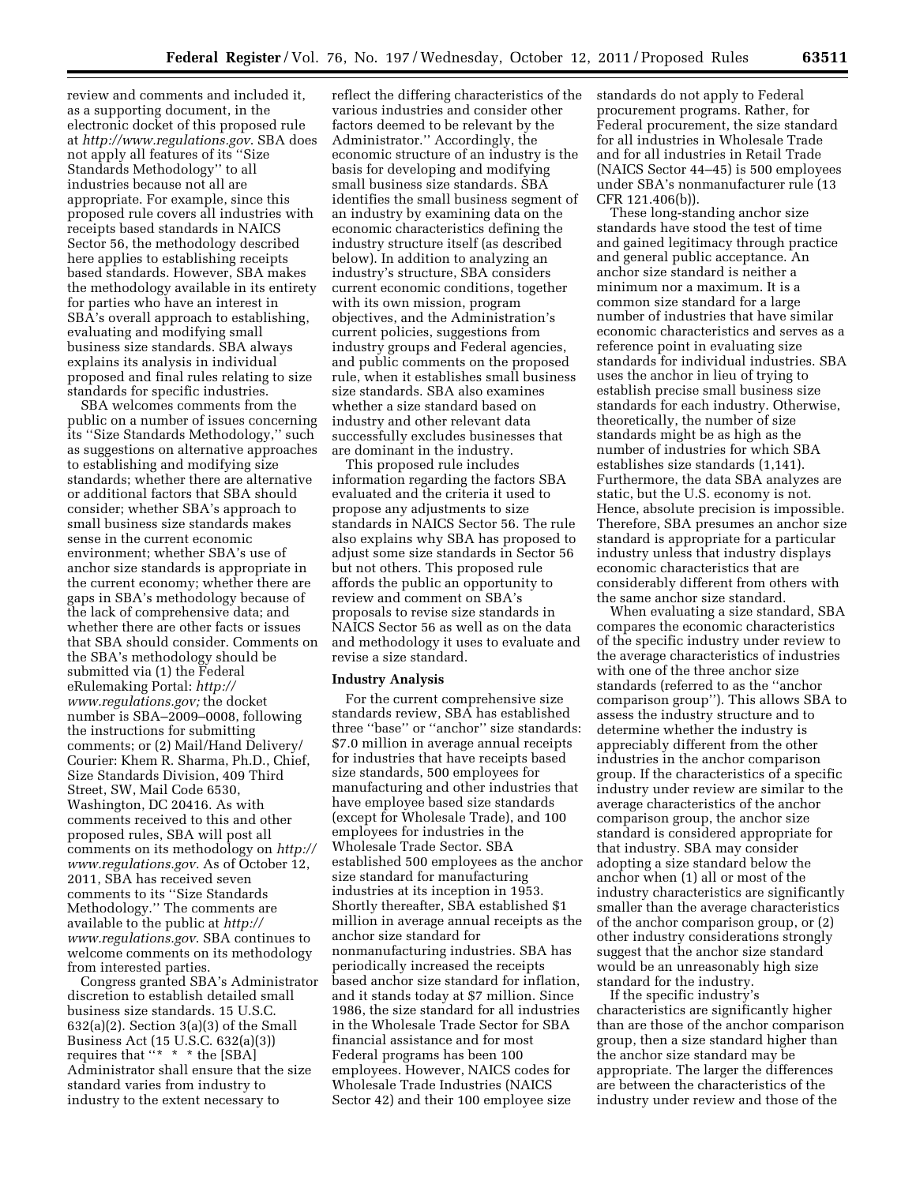review and comments and included it, as a supporting document, in the electronic docket of this proposed rule at *http://www.regulations.gov*. SBA does not apply all features of its ''Size Standards Methodology'' to all industries because not all are appropriate. For example, since this proposed rule covers all industries with receipts based standards in NAICS Sector 56, the methodology described here applies to establishing receipts based standards. However, SBA makes the methodology available in its entirety for parties who have an interest in SBA's overall approach to establishing, evaluating and modifying small business size standards. SBA always explains its analysis in individual proposed and final rules relating to size standards for specific industries.

SBA welcomes comments from the public on a number of issues concerning its ''Size Standards Methodology,'' such as suggestions on alternative approaches to establishing and modifying size standards; whether there are alternative or additional factors that SBA should consider; whether SBA's approach to small business size standards makes sense in the current economic environment; whether SBA's use of anchor size standards is appropriate in the current economy; whether there are gaps in SBA's methodology because of the lack of comprehensive data; and whether there are other facts or issues that SBA should consider. Comments on the SBA's methodology should be submitted via (1) the Federal eRulemaking Portal: *http://www.regulations.gov;* the docket number is SBA–2009–0008, following the instructions for submitting comments; or (2) Mail/Hand Delivery/Courier: Khem R. Sharma, Ph.D., Chief, Size Standards Division, 409 Third Street, SW, Mail Code 6530, Washington, DC 20416. As with comments received to this and other proposed rules, SBA will post all comments on its methodology on *http://www.regulations.gov.* As of October 12, 2011, SBA has received seven comments to its ''Size Standards Methodology.'' The comments are available to the public at *http://www.regulations.gov*. SBA continues to welcome comments on its methodology from interested parties.

Congress granted SBA's Administrator discretion to establish detailed small business size standards. 15 U.S.C. 632(a)(2). Section 3(a)(3) of the Small Business Act (15 U.S.C. 632(a)(3)) requires that ''* * * the [SBA] Administrator shall ensure that the size standard varies from industry to industry to the extent necessary to reflect the differing characteristics of the various industries and consider other factors deemed to be relevant by the Administrator.'' Accordingly, the economic structure of an industry is the basis for developing and modifying small business size standards. SBA identifies the small business segment of an industry by examining data on the economic characteristics defining the industry structure itself (as described below). In addition to analyzing an industry's structure, SBA considers current economic conditions, together with its own mission, program objectives, and the Administration's current policies, suggestions from industry groups and Federal agencies, and public comments on the proposed rule, when it establishes small business size standards. SBA also examines whether a size standard based on industry and other relevant data successfully excludes businesses that are dominant in the industry.

This proposed rule includes information regarding the factors SBA evaluated and the criteria it used to propose any adjustments to size standards in NAICS Sector 56. The rule also explains why SBA has proposed to adjust some size standards in Sector 56 but not others. This proposed rule affords the public an opportunity to review and comment on SBA's proposals to revise size standards in NAICS Sector 56 as well as on the data and methodology it uses to evaluate and revise a size standard.

## Industry Analysis

For the current comprehensive size standards review, SBA has established three ''base'' or ''anchor'' size standards: $7.0 million in average annual receipts for industries that have receipts based size standards, 500 employees for manufacturing and other industries that have employee based size standards (except for Wholesale Trade), and 100 employees for industries in the Wholesale Trade Sector. SBA established 500 employees as the anchor size standard for manufacturing industries at its inception in 1953. Shortly thereafter, SBA established $1 million in average annual receipts as the anchor size standard for nonmanufacturing industries. SBA has periodically increased the receipts based anchor size standard for inflation, and it stands today at $7 million. Since 1986, the size standard for all industries in the Wholesale Trade Sector for SBA financial assistance and for most Federal programs has been 100 employees. However, NAICS codes for Wholesale Trade Industries (NAICS Sector 42) and their 100 employee size standards do not apply to Federal procurement programs. Rather, for Federal procurement, the size standard for all industries in Wholesale Trade and for all industries in Retail Trade (NAICS Sector 44–45) is 500 employees under SBA's nonmanufacturer rule (13 CFR 121.406(b)).

These long-standing anchor size standards have stood the test of time and gained legitimacy through practice and general public acceptance. An anchor size standard is neither a minimum nor a maximum. It is a common size standard for a large number of industries that have similar economic characteristics and serves as a reference point in evaluating size standards for individual industries. SBA uses the anchor in lieu of trying to establish precise small business size standards for each industry. Otherwise, theoretically, the number of size standards might be as high as the number of industries for which SBA establishes size standards (1,141). Furthermore, the data SBA analyzes are static, but the U.S. economy is not. Hence, absolute precision is impossible. Therefore, SBA presumes an anchor size standard is appropriate for a particular industry unless that industry displays economic characteristics that are considerably different from others with the same anchor size standard.

When evaluating a size standard, SBA compares the economic characteristics of the specific industry under review to the average characteristics of industries with one of the three anchor size standards (referred to as the ''anchor comparison group''). This allows SBA to assess the industry structure and to determine whether the industry is appreciably different from the other industries in the anchor comparison group. If the characteristics of a specific industry under review are similar to the average characteristics of the anchor comparison group, the anchor size standard is considered appropriate for that industry. SBA may consider adopting a size standard below the anchor when (1) all or most of the industry characteristics are significantly smaller than the average characteristics of the anchor comparison group, or (2) other industry considerations strongly suggest that the anchor size standard would be an unreasonably high size standard for the industry.

If the specific industry's characteristics are significantly higher than are those of the anchor comparison group, then a size standard higher than the anchor size standard may be appropriate. The larger the differences are between the characteristics of the industry under review and those of the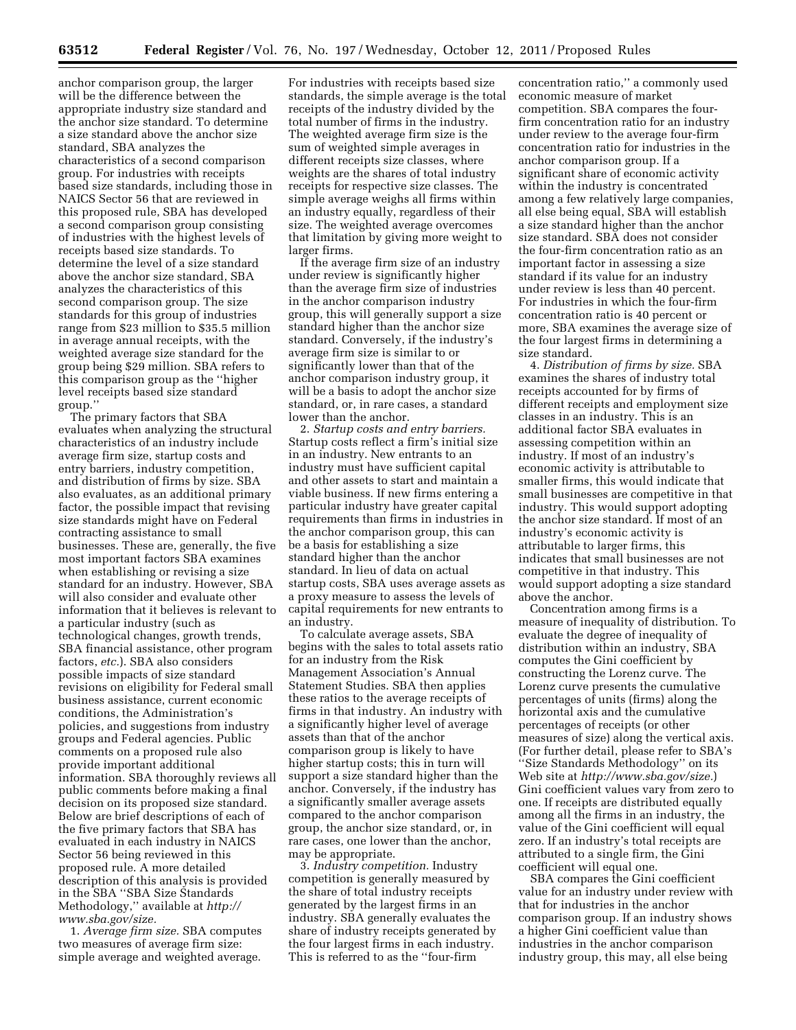anchor comparison group, the larger will be the difference between the appropriate industry size standard and the anchor size standard. To determine a size standard above the anchor size standard, SBA analyzes the characteristics of a second comparison group. For industries with receipts based size standards, including those in NAICS Sector 56 that are reviewed in this proposed rule, SBA has developed a second comparison group consisting of industries with the highest levels of receipts based size standards. To determine the level of a size standard above the anchor size standard, SBA analyzes the characteristics of this second comparison group. The size standards for this group of industries range from $23 million to $35.5 million in average annual receipts, with the weighted average size standard for the group being $29 million. SBA refers to this comparison group as the ''higher level receipts based size standard group.''

The primary factors that SBA evaluates when analyzing the structural characteristics of an industry include average firm size, startup costs and entry barriers, industry competition, and distribution of firms by size. SBA also evaluates, as an additional primary factor, the possible impact that revising size standards might have on Federal contracting assistance to small businesses. These are, generally, the five most important factors SBA examines when establishing or revising a size standard for an industry. However, SBA will also consider and evaluate other information that it believes is relevant to a particular industry (such as technological changes, growth trends, SBA financial assistance, other program factors, *etc.*). SBA also considers possible impacts of size standard revisions on eligibility for Federal small business assistance, current economic conditions, the Administration's policies, and suggestions from industry groups and Federal agencies. Public comments on a proposed rule also provide important additional information. SBA thoroughly reviews all public comments before making a final decision on its proposed size standard. Below are brief descriptions of each of the five primary factors that SBA has evaluated in each industry in NAICS Sector 56 being reviewed in this proposed rule. A more detailed description of this analysis is provided in the SBA ''SBA Size Standards Methodology,'' available at *http://www.sba.gov/size.*

1. *Average firm size.* SBA computes two measures of average firm size: simple average and weighted average. For industries with receipts based size standards, the simple average is the total receipts of the industry divided by the total number of firms in the industry. The weighted average firm size is the sum of weighted simple averages in different receipts size classes, where weights are the shares of total industry receipts for respective size classes. The simple average weighs all firms within an industry equally, regardless of their size. The weighted average overcomes that limitation by giving more weight to larger firms.

If the average firm size of an industry under review is significantly higher than the average firm size of industries in the anchor comparison industry group, this will generally support a size standard higher than the anchor size standard. Conversely, if the industry's average firm size is similar to or significantly lower than that of the anchor comparison industry group, it will be a basis to adopt the anchor size standard, or, in rare cases, a standard lower than the anchor.

2. *Startup costs and entry barriers.* Startup costs reflect a firm's initial size in an industry. New entrants to an industry must have sufficient capital and other assets to start and maintain a viable business. If new firms entering a particular industry have greater capital requirements than firms in industries in the anchor comparison group, this can be a basis for establishing a size standard higher than the anchor standard. In lieu of data on actual startup costs, SBA uses average assets as a proxy measure to assess the levels of capital requirements for new entrants to an industry.

To calculate average assets, SBA begins with the sales to total assets ratio for an industry from the Risk Management Association's Annual Statement Studies. SBA then applies these ratios to the average receipts of firms in that industry. An industry with a significantly higher level of average assets than that of the anchor comparison group is likely to have higher startup costs; this in turn will support a size standard higher than the anchor. Conversely, if the industry has a significantly smaller average assets compared to the anchor comparison group, the anchor size standard, or, in rare cases, one lower than the anchor, may be appropriate.

3. *Industry competition.* Industry competition is generally measured by the share of total industry receipts generated by the largest firms in an industry. SBA generally evaluates the share of industry receipts generated by the four largest firms in each industry. This is referred to as the ''four-firm concentration ratio,'' a commonly used economic measure of market competition. SBA compares the four-firm concentration ratio for an industry under review to the average four-firm concentration ratio for industries in the anchor comparison group. If a significant share of economic activity within the industry is concentrated among a few relatively large companies, all else being equal, SBA will establish a size standard higher than the anchor size standard. SBA does not consider the four-firm concentration ratio as an important factor in assessing a size standard if its value for an industry under review is less than 40 percent. For industries in which the four-firm concentration ratio is 40 percent or more, SBA examines the average size of the four largest firms in determining a size standard.

4. *Distribution of firms by size.* SBA examines the shares of industry total receipts accounted for by firms of different receipts and employment size classes in an industry. This is an additional factor SBA evaluates in assessing competition within an industry. If most of an industry's economic activity is attributable to smaller firms, this would indicate that small businesses are competitive in that industry. This would support adopting the anchor size standard. If most of an industry's economic activity is attributable to larger firms, this indicates that small businesses are not competitive in that industry. This would support adopting a size standard above the anchor.

Concentration among firms is a measure of inequality of distribution. To evaluate the degree of inequality of distribution within an industry, SBA computes the Gini coefficient by constructing the Lorenz curve. The Lorenz curve presents the cumulative percentages of units (firms) along the horizontal axis and the cumulative percentages of receipts (or other measures of size) along the vertical axis. (For further detail, please refer to SBA's ''Size Standards Methodology'' on its Web site at *http://www.sba.gov/size.*) Gini coefficient values vary from zero to one. If receipts are distributed equally among all the firms in an industry, the value of the Gini coefficient will equal zero. If an industry's total receipts are attributed to a single firm, the Gini coefficient will equal one.

SBA compares the Gini coefficient value for an industry under review with that for industries in the anchor comparison group. If an industry shows a higher Gini coefficient value than industries in the anchor comparison industry group, this may, all else being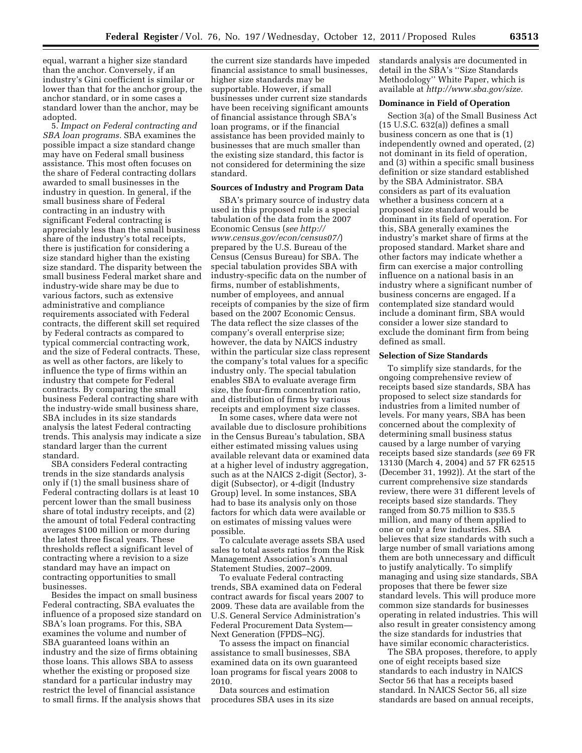equal, warrant a higher size standard than the anchor. Conversely, if an industry's Gini coefficient is similar or lower than that for the anchor group, the anchor standard, or in some cases a standard lower than the anchor, may be adopted.

5. *Impact on Federal contracting and SBA loan programs.* SBA examines the possible impact a size standard change may have on Federal small business assistance. This most often focuses on the share of Federal contracting dollars awarded to small businesses in the industry in question. In general, if the small business share of Federal contracting in an industry with significant Federal contracting is appreciably less than the small business share of the industry's total receipts, there is justification for considering a size standard higher than the existing size standard. The disparity between the small business Federal market share and industry-wide share may be due to various factors, such as extensive administrative and compliance requirements associated with Federal contracts, the different skill set required by Federal contracts as compared to typical commercial contracting work, and the size of Federal contracts. These, as well as other factors, are likely to influence the type of firms within an industry that compete for Federal contracts. By comparing the small business Federal contracting share with the industry-wide small business share, SBA includes in its size standards analysis the latest Federal contracting trends. This analysis may indicate a size standard larger than the current standard.

SBA considers Federal contracting trends in the size standards analysis only if (1) the small business share of Federal contracting dollars is at least 10 percent lower than the small business share of total industry receipts, and (2) the amount of total Federal contracting averages $100 million or more during the latest three fiscal years. These thresholds reflect a significant level of contracting where a revision to a size standard may have an impact on contracting opportunities to small businesses.

Besides the impact on small business Federal contracting, SBA evaluates the influence of a proposed size standard on SBA's loan programs. For this, SBA examines the volume and number of SBA guaranteed loans within an industry and the size of firms obtaining those loans. This allows SBA to assess whether the existing or proposed size standard for a particular industry may restrict the level of financial assistance to small firms. If the analysis shows that the current size standards have impeded financial assistance to small businesses, higher size standards may be supportable. However, if small businesses under current size standards have been receiving significant amounts of financial assistance through SBA's loan programs, or if the financial assistance has been provided mainly to businesses that are much smaller than the existing size standard, this factor is not considered for determining the size standard.

### Sources of Industry and Program Data

SBA's primary source of industry data used in this proposed rule is a special tabulation of the data from the 2007 Economic Census (*see http://www.census.gov/econ/census07/*) prepared by the U.S. Bureau of the Census (Census Bureau) for SBA. The special tabulation provides SBA with industry-specific data on the number of firms, number of establishments, number of employees, and annual receipts of companies by the size of firm based on the 2007 Economic Census. The data reflect the size classes of the company's overall enterprise size; however, the data by NAICS industry within the particular size class represent the company's total values for a specific industry only. The special tabulation enables SBA to evaluate average firm size, the four-firm concentration ratio, and distribution of firms by various receipts and employment size classes.

In some cases, where data were not available due to disclosure prohibitions in the Census Bureau's tabulation, SBA either estimated missing values using available relevant data or examined data at a higher level of industry aggregation, such as at the NAICS 2-digit (Sector), 3-digit (Subsector), or 4-digit (Industry Group) level. In some instances, SBA had to base its analysis only on those factors for which data were available or on estimates of missing values were possible.

To calculate average assets SBA used sales to total assets ratios from the Risk Management Association's Annual Statement Studies, 2007–2009.

To evaluate Federal contracting trends, SBA examined data on Federal contract awards for fiscal years 2007 to 2009. These data are available from the U.S. General Service Administration's Federal Procurement Data System—Next Generation (FPDS–NG).

To assess the impact on financial assistance to small businesses, SBA examined data on its own guaranteed loan programs for fiscal years 2008 to 2010.

Data sources and estimation procedures SBA uses in its size standards analysis are documented in detail in the SBA's "Size Standards Methodology" White Paper, which is available at *http://www.sba.gov/size.*

### Dominance in Field of Operation

Section 3(a) of the Small Business Act (15 U.S.C. 632(a)) defines a small business concern as one that is (1) independently owned and operated, (2) not dominant in its field of operation, and (3) within a specific small business definition or size standard established by the SBA Administrator. SBA considers as part of its evaluation whether a business concern at a proposed size standard would be dominant in its field of operation. For this, SBA generally examines the industry's market share of firms at the proposed standard. Market share and other factors may indicate whether a firm can exercise a major controlling influence on a national basis in an industry where a significant number of business concerns are engaged. If a contemplated size standard would include a dominant firm, SBA would consider a lower size standard to exclude the dominant firm from being defined as small.

### Selection of Size Standards

To simplify size standards, for the ongoing comprehensive review of receipts based size standards, SBA has proposed to select size standards for industries from a limited number of levels. For many years, SBA has been concerned about the complexity of determining small business status caused by a large number of varying receipts based size standards (*see* 69 FR 13130 (March 4, 2004) and 57 FR 62515 (December 31, 1992)). At the start of the current comprehensive size standards review, there were 31 different levels of receipts based size standards. They ranged from $0.75 million to $35.5 million, and many of them applied to one or only a few industries. SBA believes that size standards with such a large number of small variations among them are both unnecessary and difficult to justify analytically. To simplify managing and using size standards, SBA proposes that there be fewer size standard levels. This will produce more common size standards for businesses operating in related industries. This will also result in greater consistency among the size standards for industries that have similar economic characteristics.

The SBA proposes, therefore, to apply one of eight receipts based size standards to each industry in NAICS Sector 56 that has a receipts based standard. In NAICS Sector 56, all size standards are based on annual receipts,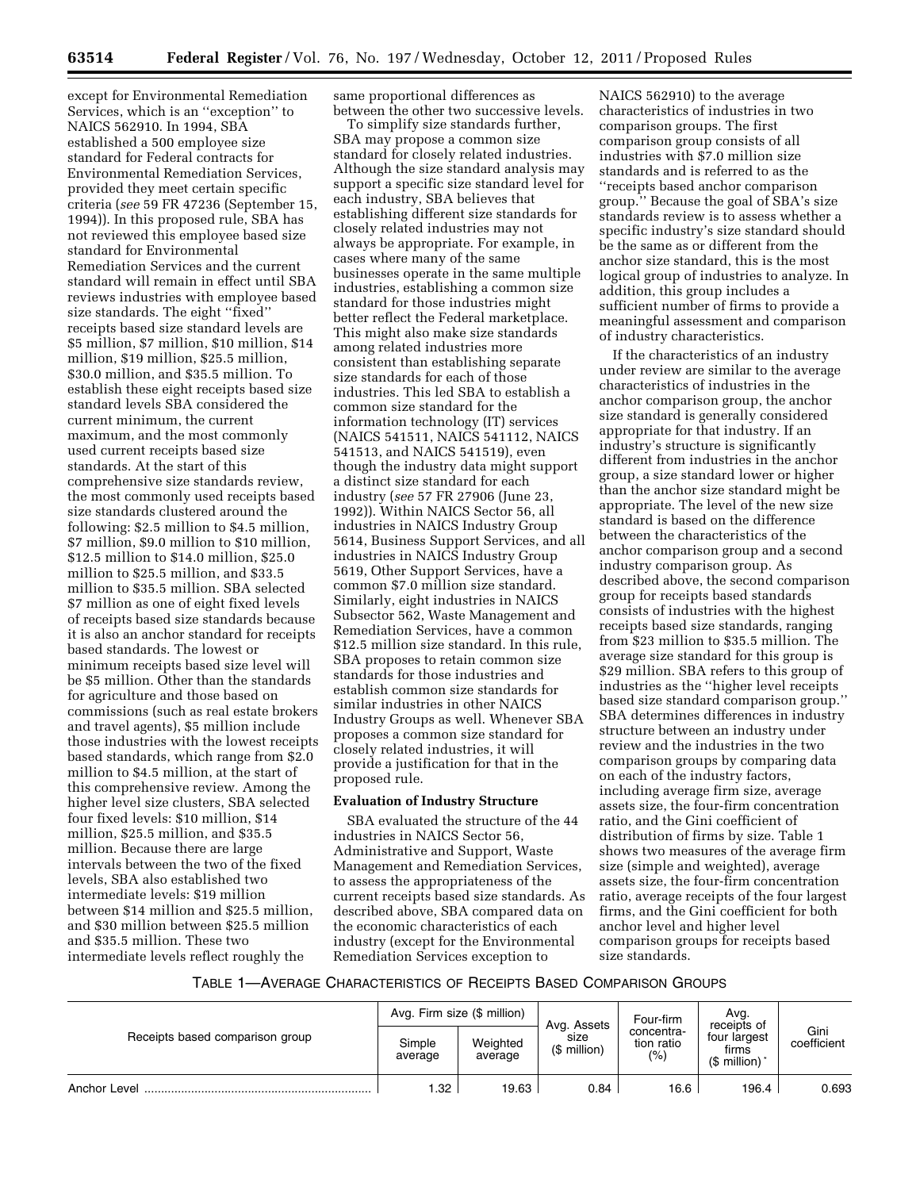except for Environmental Remediation Services, which is an ''exception'' to NAICS 562910. In 1994, SBA established a 500 employee size standard for Federal contracts for Environmental Remediation Services, provided they meet certain specific criteria (*see* 59 FR 47236 (September 15, 1994)). In this proposed rule, SBA has not reviewed this employee based size standard for Environmental Remediation Services and the current standard will remain in effect until SBA reviews industries with employee based size standards. The eight ''fixed'' receipts based size standard levels are $5 million, $7 million, $10 million, $14 million, $19 million, $25.5 million, $30.0 million, and $35.5 million. To establish these eight receipts based size standard levels SBA considered the current minimum, the current maximum, and the most commonly used current receipts based size standards. At the start of this comprehensive size standards review, the most commonly used receipts based size standards clustered around the following: $2.5 million to $4.5 million, $7 million, $9.0 million to $10 million, $12.5 million to $14.0 million, $25.0 million to $25.5 million, and $33.5 million to $35.5 million. SBA selected $7 million as one of eight fixed levels of receipts based size standards because it is also an anchor standard for receipts based standards. The lowest or minimum receipts based size level will be $5 million. Other than the standards for agriculture and those based on commissions (such as real estate brokers and travel agents), $5 million include those industries with the lowest receipts based standards, which range from $2.0 million to $4.5 million, at the start of this comprehensive review. Among the higher level size clusters, SBA selected four fixed levels: $10 million, $14 million, $25.5 million, and $35.5 million. Because there are large intervals between the two of the fixed levels, SBA also established two intermediate levels: $19 million between $14 million and $25.5 million, and $30 million between $25.5 million and $35.5 million. These two intermediate levels reflect roughly the same proportional differences as between the other two successive levels.

To simplify size standards further, SBA may propose a common size standard for closely related industries. Although the size standard analysis may support a specific size standard level for each industry, SBA believes that establishing different size standards for closely related industries may not always be appropriate. For example, in cases where many of the same businesses operate in the same multiple industries, establishing a common size standard for those industries might better reflect the Federal marketplace. This might also make size standards among related industries more consistent than establishing separate size standards for each of those industries. This led SBA to establish a common size standard for the information technology (IT) services (NAICS 541511, NAICS 541112, NAICS 541513, and NAICS 541519), even though the industry data might support a distinct size standard for each industry (*see* 57 FR 27906 (June 23, 1992)). Within NAICS Sector 56, all industries in NAICS Industry Group 5614, Business Support Services, and all industries in NAICS Industry Group 5619, Other Support Services, have a common $7.0 million size standard. Similarly, eight industries in NAICS Subsector 562, Waste Management and Remediation Services, have a common $12.5 million size standard. In this rule, SBA proposes to retain common size standards for those industries and establish common size standards for similar industries in other NAICS Industry Groups as well. Whenever SBA proposes a common size standard for closely related industries, it will provide a justification for that in the proposed rule.

**Evaluation of Industry Structure**

SBA evaluated the structure of the 44 industries in NAICS Sector 56, Administrative and Support, Waste Management and Remediation Services, to assess the appropriateness of the current receipts based size standards. As described above, SBA compared data on the economic characteristics of each industry (except for the Environmental Remediation Services exception to NAICS 562910) to the average characteristics of industries in two comparison groups. The first comparison group consists of all industries with $7.0 million size standards and is referred to as the ''receipts based anchor comparison group.'' Because the goal of SBA's size standards review is to assess whether a specific industry's size standard should be the same as or different from the anchor size standard, this is the most logical group of industries to analyze. In addition, this group includes a sufficient number of firms to provide a meaningful assessment and comparison of industry characteristics.

If the characteristics of an industry under review are similar to the average characteristics of industries in the anchor comparison group, the anchor size standard is generally considered appropriate for that industry. If an industry's structure is significantly different from industries in the anchor group, a size standard lower or higher than the anchor size standard might be appropriate. The level of the new size standard is based on the difference between the characteristics of the anchor comparison group and a second industry comparison group. As described above, the second comparison group for receipts based standards consists of industries with the highest receipts based size standards, ranging from $23 million to $35.5 million. The average size standard for this group is $29 million. SBA refers to this group of industries as the ''higher level receipts based size standard comparison group.'' SBA determines differences in industry structure between an industry under review and the industries in the two comparison groups by comparing data on each of the industry factors, including average firm size, average assets size, the four-firm concentration ratio, and the Gini coefficient of distribution of firms by size. Table 1 shows two measures of the average firm size (simple and weighted), average assets size, the four-firm concentration ratio, average receipts of the four largest firms, and the Gini coefficient for both anchor level and higher level comparison groups for receipts based size standards.

TABLE 1—AVERAGE CHARACTERISTICS OF RECEIPTS BASED COMPARISON GROUPS

| Receipts based comparison group | Avg. Firm size ($ million) | | Avg. Assets size ($ million) | Four-firm concentration ratio (%) | Avg. receipts of four largest firms ($ million) * | Gini coefficient |
|---|---|---|---|---|---|---|
| | Simple average | Weighted average | | | | |
| Anchor Level | 1.32 | 19.63 | 0.84 | 16.6 | 196.4 | 0.693 |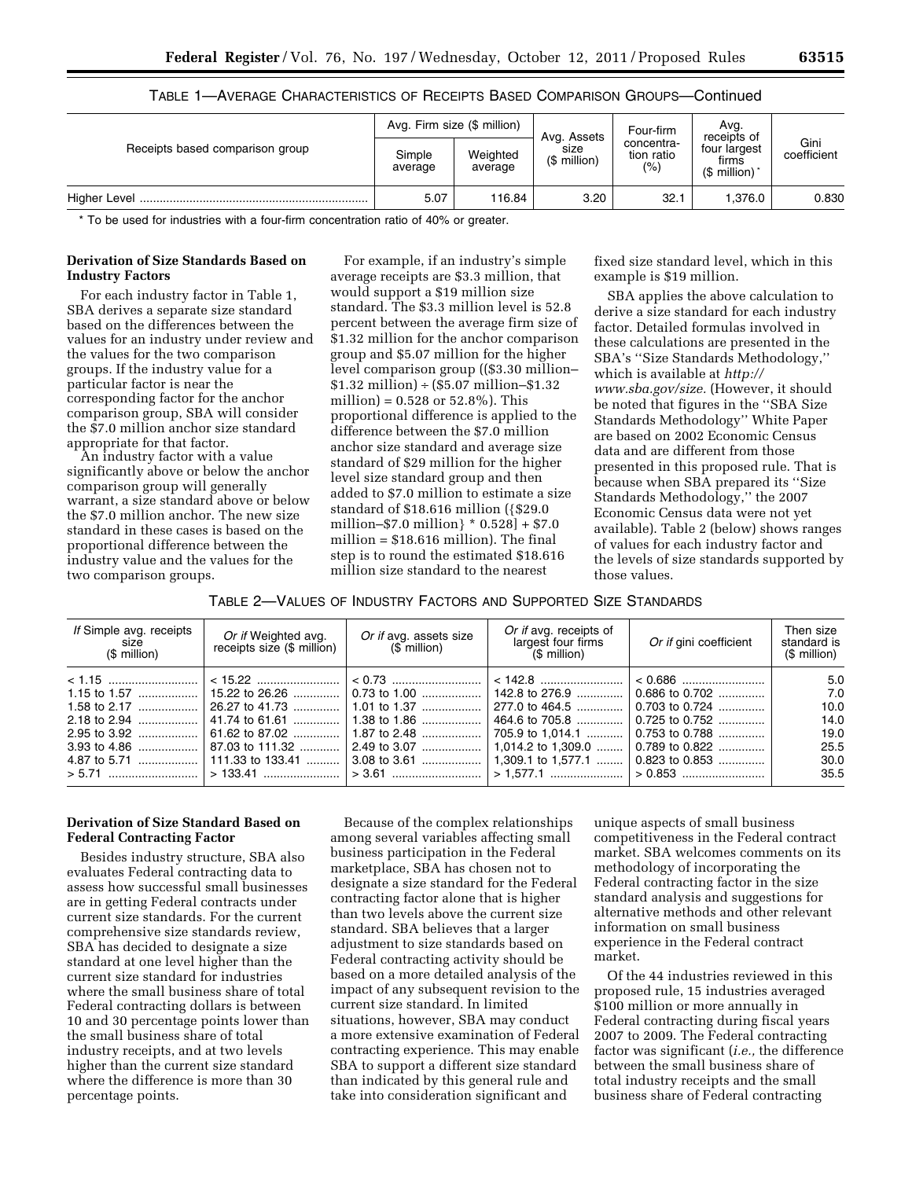TABLE 1—AVERAGE CHARACTERISTICS OF RECEIPTS BASED COMPARISON GROUPS—Continued

| Receipts based comparison group | Avg. Firm size ($ million) | | Avg. Assets size ($ million) | Four-firm concentration ratio (%) | Avg. receipts of four largest firms ($ million) * | Gini coefficient |
|---|---|---|---|---|---|---|
| | Simple average | Weighted average | | | | |
| Higher Level | 5.07 | 116.84 | 3.20 | 32.1 | 1,376.0 | 0.830 |

\* To be used for industries with a four-firm concentration ratio of 40% or greater.

**Derivation of Size Standards Based on Industry Factors**

For each industry factor in Table 1, SBA derives a separate size standard based on the differences between the values for an industry under review and the values for the two comparison groups. If the industry value for a particular factor is near the corresponding factor for the anchor comparison group, SBA will consider the $7.0 million anchor size standard appropriate for that factor.

An industry factor with a value significantly above or below the anchor comparison group will generally warrant, a size standard above or below the $7.0 million anchor. The new size standard in these cases is based on the proportional difference between the industry value and the values for the two comparison groups.

For example, if an industry's simple average receipts are $3.3 million, that would support a $19 million size standard. The $3.3 million level is 52.8 percent between the average firm size of $1.32 million for the anchor comparison group and $5.07 million for the higher level comparison group (($3.30 million–$1.32 million) ÷ ($5.07 million–$1.32 million) = 0.528 or 52.8%). This proportional difference is applied to the difference between the $7.0 million anchor size standard and average size standard of $29 million for the higher level size standard group and then added to $7.0 million to estimate a size standard of $18.616 million ({$29.0 million–$7.0 million} * 0.528] + $7.0 million = $18.616 million). The final step is to round the estimated $18.616 million size standard to the nearest fixed size standard level, which in this example is $19 million.

SBA applies the above calculation to derive a size standard for each industry factor. Detailed formulas involved in these calculations are presented in the SBA's ''Size Standards Methodology,'' which is available at *http://www.sba.gov/size*. (However, it should be noted that figures in the ''SBA Size Standards Methodology'' White Paper are based on 2002 Economic Census data and are different from those presented in this proposed rule. That is because when SBA prepared its ''Size Standards Methodology,'' the 2007 Economic Census data were not yet available). Table 2 (below) shows ranges of values for each industry factor and the levels of size standards supported by those values.

TABLE 2—VALUES OF INDUSTRY FACTORS AND SUPPORTED SIZE STANDARDS

| *If* Simple avg. receipts size ($ million) | *Or if* Weighted avg. receipts size ($ million) | *Or if* avg. assets size ($ million) | *Or if* avg. receipts of largest four firms ($ million) | *Or if* gini coefficient | Then size standard is ($ million) |
|---|---|---|---|---|---|
| < 1.15 | < 15.22 | < 0.73 | < 142.8 | < 0.686 | 5.0 |
| 1.15 to 1.57 | 15.22 to 26.26 | 0.73 to 1.00 | 142.8 to 276.9 | 0.686 to 0.702 | 7.0 |
| 1.58 to 2.17 | 26.27 to 41.73 | 1.01 to 1.37 | 277.0 to 464.5 | 0.703 to 0.724 | 10.0 |
| 2.18 to 2.94 | 41.74 to 61.61 | 1.38 to 1.86 | 464.6 to 705.8 | 0.725 to 0.752 | 14.0 |
| 2.95 to 3.92 | 61.62 to 87.02 | 1.87 to 2.48 | 705.9 to 1,014.1 | 0.753 to 0.788 | 19.0 |
| 3.93 to 4.86 | 87.03 to 111.32 | 2.49 to 3.07 | 1,014.2 to 1,309.0 | 0.789 to 0.822 | 25.5 |
| 4.87 to 5.71 | 111.33 to 133.41 | 3.08 to 3.61 | 1,309.1 to 1,577.1 | 0.823 to 0.853 | 30.0 |
| > 5.71 | > 133.41 | > 3.61 | > 1,577.1 | > 0.853 | 35.5 |

**Derivation of Size Standard Based on Federal Contracting Factor**

Besides industry structure, SBA also evaluates Federal contracting data to assess how successful small businesses are in getting Federal contracts under current size standards. For the current comprehensive size standards review, SBA has decided to designate a size standard at one level higher than the current size standard for industries where the small business share of total Federal contracting dollars is between 10 and 30 percentage points lower than the small business share of total industry receipts, and at two levels higher than the current size standard where the difference is more than 30 percentage points.

Because of the complex relationships among several variables affecting small business participation in the Federal marketplace, SBA has chosen not to designate a size standard for the Federal contracting factor alone that is higher than two levels above the current size standard. SBA believes that a larger adjustment to size standards based on Federal contracting activity should be based on a more detailed analysis of the impact of any subsequent revision to the current size standard. In limited situations, however, SBA may conduct a more extensive examination of Federal contracting experience. This may enable SBA to support a different size standard than indicated by this general rule and take into consideration significant and unique aspects of small business competitiveness in the Federal contract market. SBA welcomes comments on its methodology of incorporating the Federal contracting factor in the size standard analysis and suggestions for alternative methods and other relevant information on small business experience in the Federal contract market.

Of the 44 industries reviewed in this proposed rule, 15 industries averaged $100 million or more annually in Federal contracting during fiscal years 2007 to 2009. The Federal contracting factor was significant (*i.e.,* the difference between the small business share of total industry receipts and the small business share of Federal contracting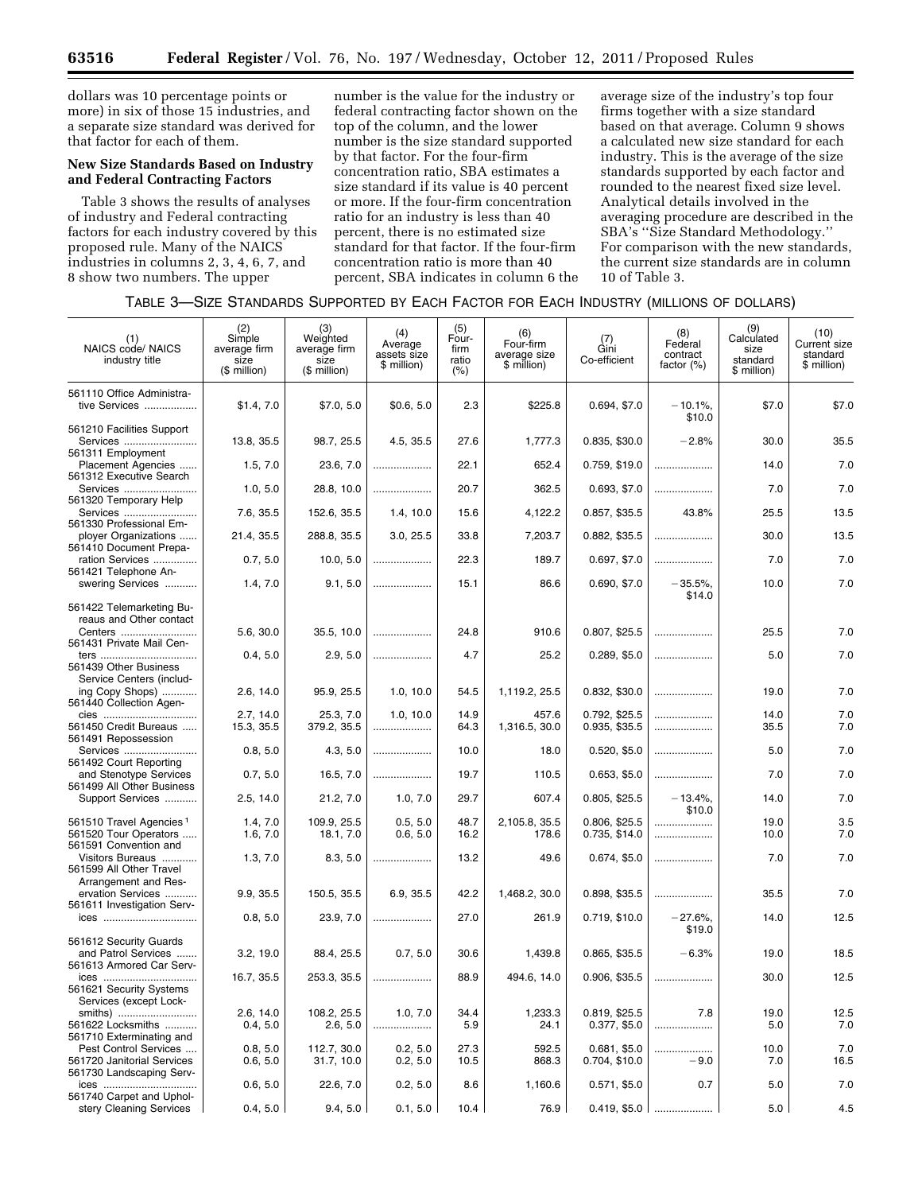dollars was 10 percentage points or more) in six of those 15 industries, and a separate size standard was derived for that factor for each of them.

### New Size Standards Based on Industry and Federal Contracting Factors

Table 3 shows the results of analyses of industry and Federal contracting factors for each industry covered by this proposed rule. Many of the NAICS industries in columns 2, 3, 4, 6, 7, and 8 show two numbers. The upper number is the value for the industry or federal contracting factor shown on the top of the column, and the lower number is the size standard supported by that factor. For the four-firm concentration ratio, SBA estimates a size standard if its value is 40 percent or more. If the four-firm concentration ratio for an industry is less than 40 percent, there is no estimated size standard for that factor. If the four-firm concentration ratio is more than 40 percent, SBA indicates in column 6 the average size of the industry's top four firms together with a size standard based on that average. Column 9 shows a calculated new size standard for each industry. This is the average of the size standards supported by each factor and rounded to the nearest fixed size level. Analytical details involved in the averaging procedure are described in the SBA's "Size Standard Methodology." For comparison with the new standards, the current size standards are in column 10 of Table 3.

TABLE 3—SIZE STANDARDS SUPPORTED BY EACH FACTOR FOR EACH INDUSTRY (MILLIONS OF DOLLARS)

| (1) NAICS code/ NAICS industry title | (2) Simple average firm size ($ million) | (3) Weighted average firm size ($ million) | (4) Average assets size $ million) | (5) Four-firm ratio (%) | (6) Four-firm average size $ million) | (7) Gini Co-efficient | (8) Federal contract factor (%) | (9) Calculated size standard $ million) | (10) Current size standard $ million) |
|---|---|---|---|---|---|---|---|---|---|
| 561110 Office Administrative Services | $1.4, 7.0 | $7.0, 5.0 | $0.6, 5.0 | 2.3 | $225.8 | 0.694, $7.0 | −10.1%, $10.0 | $7.0 | $7.0 |
| 561210 Facilities Support Services | 13.8, 35.5 | 98.7, 25.5 | 4.5, 35.5 | 27.6 | 1,777.3 | 0.835, $30.0 | −2.8% | 30.0 | 35.5 |
| 561311 Employment Placement Agencies | 1.5, 7.0 | 23.6, 7.0 | .................... | 22.1 | 652.4 | 0.759, $19.0 | .................... | 14.0 | 7.0 |
| 561312 Executive Search Services | 1.0, 5.0 | 28.8, 10.0 | .................... | 20.7 | 362.5 | 0.693, $7.0 | .................... | 7.0 | 7.0 |
| 561320 Temporary Help Services | 7.6, 35.5 | 152.6, 35.5 | 1.4, 10.0 | 15.6 | 4,122.2 | 0.857, $35.5 | 43.8% | 25.5 | 13.5 |
| 561330 Professional Employer Organizations | 21.4, 35.5 | 288.8, 35.5 | 3.0, 25.5 | 33.8 | 7,203.7 | 0.882, $35.5 | .................... | 30.0 | 13.5 |
| 561410 Document Preparation Services | 0.7, 5.0 | 10.0, 5.0 | .................... | 22.3 | 189.7 | 0.697, $7.0 | .................... | 7.0 | 7.0 |
| 561421 Telephone Answering Services | 1.4, 7.0 | 9.1, 5.0 | .................... | 15.1 | 86.6 | 0.690, $7.0 | −35.5%, $14.0 | 10.0 | 7.0 |
| 561422 Telemarketing Bureaus and Other contact Centers | 5.6, 30.0 | 35.5, 10.0 | .................... | 24.8 | 910.6 | 0.807, $25.5 | .................... | 25.5 | 7.0 |
| 561431 Private Mail Centers | 0.4, 5.0 | 2.9, 5.0 | .................... | 4.7 | 25.2 | 0.289, $5.0 | .................... | 5.0 | 7.0 |
| 561439 Other Business Service Centers (including Copy Shops) | 2.6, 14.0 | 95.9, 25.5 | 1.0, 10.0 | 54.5 | 1,119.2, 25.5 | 0.832, $30.0 | .................... | 19.0 | 7.0 |
| 561440 Collection Agencies | 2.7, 14.0 | 25.3, 7.0 | 1.0, 10.0 | 14.9 | 457.6 | 0.792, $25.5 | .................... | 14.0 | 7.0 |
| 561450 Credit Bureaus | 15.3, 35.5 | 379.2, 35.5 | .................... | 64.3 | 1,316.5, 30.0 | 0.935, $35.5 | .................... | 35.5 | 7.0 |
| 561491 Repossession Services | 0.8, 5.0 | 4.3, 5.0 | .................... | 10.0 | 18.0 | 0.520, $5.0 | .................... | 5.0 | 7.0 |
| 561492 Court Reporting and Stenotype Services | 0.7, 5.0 | 16.5, 7.0 | .................... | 19.7 | 110.5 | 0.653, $5.0 | .................... | 7.0 | 7.0 |
| 561499 All Other Business Support Services | 2.5, 14.0 | 21.2, 7.0 | 1.0, 7.0 | 29.7 | 607.4 | 0.805, $25.5 | −13.4%, $10.0 | 14.0 | 7.0 |
| 561510 Travel Agencies [1] | 1.4, 7.0 | 109.9, 25.5 | 0.5, 5.0 | 48.7 | 2,105.8, 35.5 | 0.806, $25.5 | .................... | 19.0 | 3.5 |
| 561520 Tour Operators | 1.6, 7.0 | 18.1, 7.0 | 0.6, 5.0 | 16.2 | 178.6 | 0.735, $14.0 | .................... | 10.0 | 7.0 |
| 561591 Convention and Visitors Bureaus | 1.3, 7.0 | 8.3, 5.0 | .................... | 13.2 | 49.6 | 0.674, $5.0 | .................... | 7.0 | 7.0 |
| 561599 All Other Travel Arrangement and Reservation Services | 9.9, 35.5 | 150.5, 35.5 | 6.9, 35.5 | 42.2 | 1,468.2, 30.0 | 0.898, $35.5 | .................... | 35.5 | 7.0 |
| 561611 Investigation Services | 0.8, 5.0 | 23.9, 7.0 | .................... | 27.0 | 261.9 | 0.719, $10.0 | −27.6%, $19.0 | 14.0 | 12.5 |
| 561612 Security Guards and Patrol Services | 3.2, 19.0 | 88.4, 25.5 | 0.7, 5.0 | 30.6 | 1,439.8 | 0.865, $35.5 | −6.3% | 19.0 | 18.5 |
| 561613 Armored Car Services | 16.7, 35.5 | 253.3, 35.5 | .................... | 88.9 | 494.6, 14.0 | 0.906, $35.5 | .................... | 30.0 | 12.5 |
| 561621 Security Systems Services (except Locksmiths) | 2.6, 14.0 | 108.2, 25.5 | 1.0, 7.0 | 34.4 | 1,233.3 | 0.819, $25.5 | 7.8 | 19.0 | 12.5 |
| 561622 Locksmiths | 0.4, 5.0 | 2.6, 5.0 | .................... | 5.9 | 24.1 | 0.377, $5.0 | .................... | 5.0 | 7.0 |
| 561710 Exterminating and Pest Control Services | 0.8, 5.0 | 112.7, 30.0 | 0.2, 5.0 | 27.3 | 592.5 | 0.681, $5.0 | .................... | 10.0 | 7.0 |
| 561720 Janitorial Services | 0.6, 5.0 | 31.7, 10.0 | 0.2, 5.0 | 10.5 | 868.3 | 0.704, $10.0 | −9.0 | 7.0 | 16.5 |
| 561730 Landscaping Services | 0.6, 5.0 | 22.6, 7.0 | 0.2, 5.0 | 8.6 | 1,160.6 | 0.571, $5.0 | 0.7 | 5.0 | 7.0 |
| 561740 Carpet and Upholstery Cleaning Services | 0.4, 5.0 | 9.4, 5.0 | 0.1, 5.0 | 10.4 | 76.9 | 0.419, $5.0 | .................... | 5.0 | 4.5 |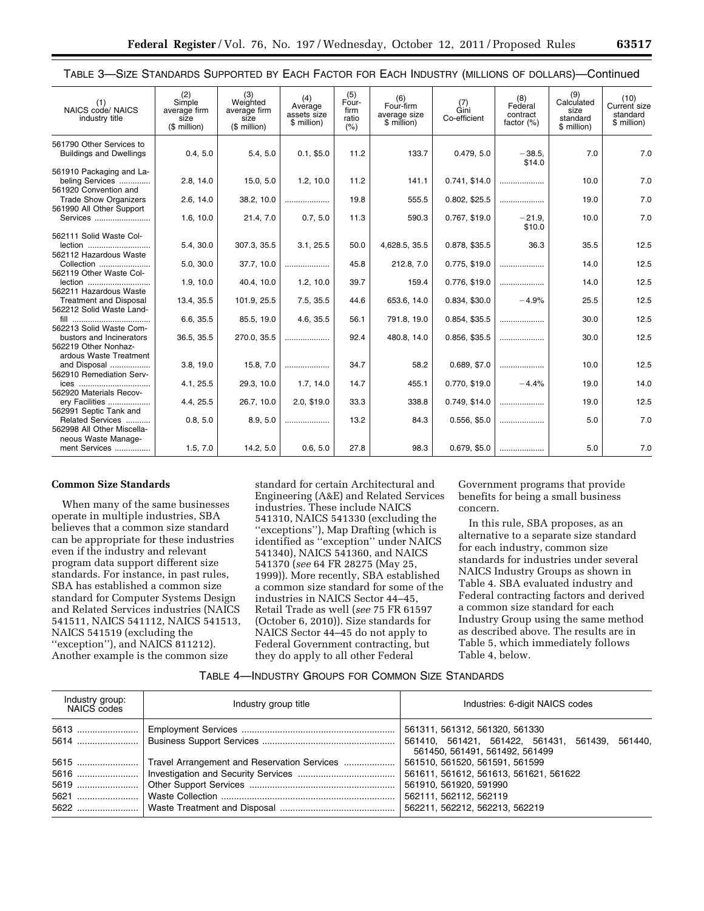TABLE 3—SIZE STANDARDS SUPPORTED BY EACH FACTOR FOR EACH INDUSTRY (MILLIONS OF DOLLARS)—Continued

| (1) NAICS code/ NAICS industry title | (2) Simple average firm size ($ million) | (3) Weighted average firm size ($ million) | (4) Average assets size $ million) | (5) Four-firm ratio (%) | (6) Four-firm average size $ million) | (7) Gini Co-efficient | (8) Federal contract factor (%) | (9) Calculated size standard $ million) | (10) Current size standard $ million) |
|---|---|---|---|---|---|---|---|---|---|
| 561790 Other Services to Buildings and Dwellings | 0.4, 5.0 | 5.4, 5.0 | 0.1, $5.0 | 11.2 | 133.7 | 0.479, 5.0 | −38.5, $14.0 | 7.0 | 7.0 |
| 561910 Packaging and Labeling Services | 2.8, 14.0 | 15.0, 5.0 | 1.2, 10.0 | 11.2 | 141.1 | 0.741, $14.0 | .................... | 10.0 | 7.0 |
| 561920 Convention and Trade Show Organizers | 2.6, 14.0 | 38.2, 10.0 | .................... | 19.8 | 555.5 | 0.802, $25.5 | .................... | 19.0 | 7.0 |
| 561990 All Other Support Services | 1.6, 10.0 | 21.4, 7.0 | 0.7, 5.0 | 11.3 | 590.3 | 0.767, $19.0 | −21.9, $10.0 | 10.0 | 7.0 |
| 562111 Solid Waste Collection | 5.4, 30.0 | 307.3, 35.5 | 3.1, 25.5 | 50.0 | 4,628.5, 35.5 | 0.878, $35.5 | 36.3 | 35.5 | 12.5 |
| 562112 Hazardous Waste Collection | 5.0, 30.0 | 37.7, 10.0 | .................... | 45.8 | 212.8, 7.0 | 0.775, $19.0 | .................... | 14.0 | 12.5 |
| 562119 Other Waste Collection | 1.9, 10.0 | 40.4, 10.0 | 1.2, 10.0 | 39.7 | 159.4 | 0.776, $19.0 | .................... | 14.0 | 12.5 |
| 562211 Hazardous Waste Treatment and Disposal | 13.4, 35.5 | 101.9, 25.5 | 7.5, 35.5 | 44.6 | 653.6, 14.0 | 0.834, $30.0 | −4.9% | 25.5 | 12.5 |
| 562212 Solid Waste Landfill | 6.6, 35.5 | 85.5, 19.0 | 4.6, 35.5 | 56.1 | 791.8, 19.0 | 0.854, $35.5 | .................... | 30.0 | 12.5 |
| 562213 Solid Waste Combustors and Incinerators | 36.5, 35.5 | 270.0, 35.5 | .................... | 92.4 | 480.8, 14.0 | 0.856, $35.5 | .................... | 30.0 | 12.5 |
| 562219 Other Nonhazardous Waste Treatment and Disposal | 3.8, 19.0 | 15.8, 7.0 | .................... | 34.7 | 58.2 | 0.689, $7.0 | .................... | 10.0 | 12.5 |
| 562910 Remediation Services | 4.1, 25.5 | 29.3, 10.0 | 1.7, 14.0 | 14.7 | 455.1 | 0.770, $19.0 | −4.4% | 19.0 | 14.0 |
| 562920 Materials Recovery Facilities | 4.4, 25.5 | 26.7, 10.0 | 2.0, $19.0 | 33.3 | 338.8 | 0.749, $14.0 | .................... | 19.0 | 12.5 |
| 562991 Septic Tank and Related Services | 0.8, 5.0 | 8.9, 5.0 | .................... | 13.2 | 84.3 | 0.556, $5.0 | .................... | 5.0 | 7.0 |
| 562998 All Other Miscellaneous Waste Management Services | 1.5, 7.0 | 14.2, 5.0 | 0.6, 5.0 | 27.8 | 98.3 | 0.679, $5.0 | .................... | 5.0 | 7.0 |

**Common Size Standards**

When many of the same businesses operate in multiple industries, SBA believes that a common size standard can be appropriate for these industries even if the industry and relevant program data support different size standards. For instance, in past rules, SBA has established a common size standard for Computer Systems Design and Related Services industries (NAICS 541511, NAICS 541112, NAICS 541513, NAICS 541519 (excluding the "exception"), and NAICS 811212). Another example is the common size standard for certain Architectural and Engineering (A&E) and Related Services industries. These include NAICS 541310, NAICS 541330 (excluding the "exceptions"), Map Drafting (which is identified as "exception" under NAICS 541340), NAICS 541360, and NAICS 541370 (*see* 64 FR 28275 (May 25, 1999)). More recently, SBA established a common size standard for some of the industries in NAICS Sector 44–45, Retail Trade as well (*see* 75 FR 61597 (October 6, 2010)). Size standards for NAICS Sector 44–45 do not apply to Federal Government contracting, but they do apply to all other Federal Government programs that provide benefits for being a small business concern.

In this rule, SBA proposes, as an alternative to a separate size standard for each industry, common size standards for industries under several NAICS Industry Groups as shown in Table 4. SBA evaluated industry and Federal contracting factors and derived a common size standard for each Industry Group using the same method as described above. The results are in Table 5, which immediately follows Table 4, below.

TABLE 4—INDUSTRY GROUPS FOR COMMON SIZE STANDARDS

| Industry group: NAICS codes | Industry group title | Industries: 6-digit NAICS codes |
|---|---|---|
| 5613 | Employment Services | 561311, 561312, 561320, 561330 |
| 5614 | Business Support Services | 561410, 561421, 561422, 561431, 561439, 561440, 561450, 561491, 561492, 561499 |
| 5615 | Travel Arrangement and Reservation Services | 561510, 561520, 561591, 561599 |
| 5616 | Investigation and Security Services | 561611, 561612, 561613, 561621, 561622 |
| 5619 | Other Support Services | 561910, 561920, 591990 |
| 5621 | Waste Collection | 562111, 562112, 562119 |
| 5622 | Waste Treatment and Disposal | 562211, 562212, 562213, 562219 |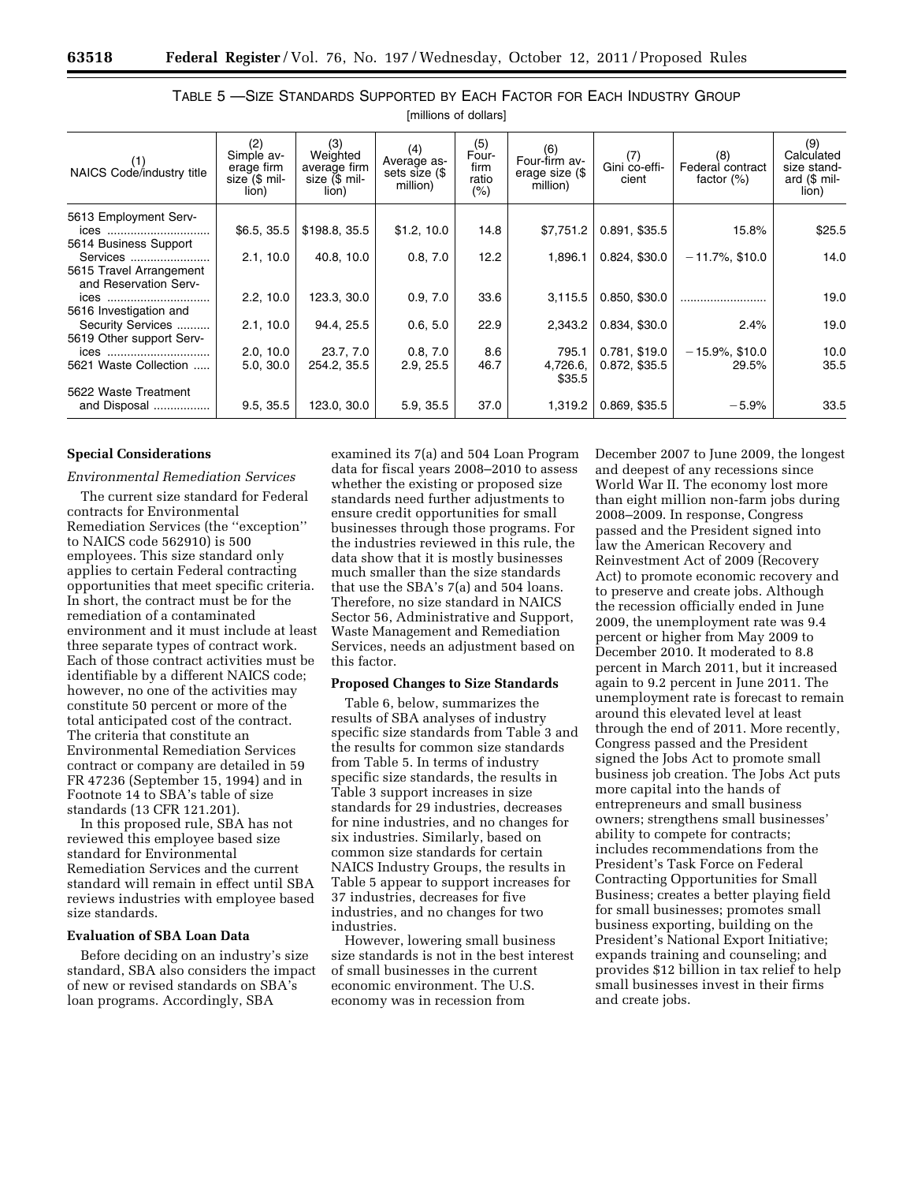TABLE 5 —SIZE STANDARDS SUPPORTED BY EACH FACTOR FOR EACH INDUSTRY GROUP

[millions of dollars]

| (1) NAICS Code/industry title | (2) Simple average firm size ($ million) | (3) Weighted average firm size ($ million) | (4) Average assets size ($ million) | (5) Four-firm ratio (%) | (6) Four-firm average size ($ million) | (7) Gini co-efficient | (8) Federal contract factor (%) | (9) Calculated size standard ($ million) |
|---|---|---|---|---|---|---|---|---|
| 5613 Employment Services | $6.5, 35.5 | $198.8, 35.5 | $1.2, 10.0 | 14.8 | $7,751.2 | 0.891, $35.5 | 15.8% | $25.5 |
| 5614 Business Support Services | 2.1, 10.0 | 40.8, 10.0 | 0.8, 7.0 | 12.2 | 1,896.1 | 0.824, $30.0 | −11.7%, $10.0 | 14.0 |
| 5615 Travel Arrangement and Reservation Services | 2.2, 10.0 | 123.3, 30.0 | 0.9, 7.0 | 33.6 | 3,115.5 | 0.850, $30.0 | .......................... | 19.0 |
| 5616 Investigation and Security Services | 2.1, 10.0 | 94.4, 25.5 | 0.6, 5.0 | 22.9 | 2,343.2 | 0.834, $30.0 | 2.4% | 19.0 |
| 5619 Other support Services | 2.0, 10.0 | 23.7, 7.0 | 0.8, 7.0 | 8.6 | 795.1 | 0.781, $19.0 | −15.9%, $10.0 | 10.0 |
| 5621 Waste Collection | 5.0, 30.0 | 254.2, 35.5 | 2.9, 25.5 | 46.7 | 4,726.6, $35.5 | 0.872, $35.5 | 29.5% | 35.5 |
| 5622 Waste Treatment and Disposal | 9.5, 35.5 | 123.0, 30.0 | 5.9, 35.5 | 37.0 | 1,319.2 | 0.869, $35.5 | −5.9% | 33.5 |

**Special Considerations**

*Environmental Remediation Services*

The current size standard for Federal contracts for Environmental Remediation Services (the ''exception'' to NAICS code 562910) is 500 employees. This size standard only applies to certain Federal contracting opportunities that meet specific criteria. In short, the contract must be for the remediation of a contaminated environment and it must include at least three separate types of contract work. Each of those contract activities must be identifiable by a different NAICS code; however, no one of the activities may constitute 50 percent or more of the total anticipated cost of the contract. The criteria that constitute an Environmental Remediation Services contract or company are detailed in 59 FR 47236 (September 15, 1994) and in Footnote 14 to SBA's table of size standards (13 CFR 121.201).

In this proposed rule, SBA has not reviewed this employee based size standard for Environmental Remediation Services and the current standard will remain in effect until SBA reviews industries with employee based size standards.

**Evaluation of SBA Loan Data**

Before deciding on an industry's size standard, SBA also considers the impact of new or revised standards on SBA's loan programs. Accordingly, SBA examined its 7(a) and 504 Loan Program data for fiscal years 2008–2010 to assess whether the existing or proposed size standards need further adjustments to ensure credit opportunities for small businesses through those programs. For the industries reviewed in this rule, the data show that it is mostly businesses much smaller than the size standards that use the SBA's 7(a) and 504 loans. Therefore, no size standard in NAICS Sector 56, Administrative and Support, Waste Management and Remediation Services, needs an adjustment based on this factor.

**Proposed Changes to Size Standards**

Table 6, below, summarizes the results of SBA analyses of industry specific size standards from Table 3 and the results for common size standards from Table 5. In terms of industry specific size standards, the results in Table 3 support increases in size standards for 29 industries, decreases for nine industries, and no changes for six industries. Similarly, based on common size standards for certain NAICS Industry Groups, the results in Table 5 appear to support increases for 37 industries, decreases for five industries, and no changes for two industries.

However, lowering small business size standards is not in the best interest of small businesses in the current economic environment. The U.S. economy was in recession from December 2007 to June 2009, the longest and deepest of any recessions since World War II. The economy lost more than eight million non-farm jobs during 2008–2009. In response, Congress passed and the President signed into law the American Recovery and Reinvestment Act of 2009 (Recovery Act) to promote economic recovery and to preserve and create jobs. Although the recession officially ended in June 2009, the unemployment rate was 9.4 percent or higher from May 2009 to December 2010. It moderated to 8.8 percent in March 2011, but it increased again to 9.2 percent in June 2011. The unemployment rate is forecast to remain around this elevated level at least through the end of 2011. More recently, Congress passed and the President signed the Jobs Act to promote small business job creation. The Jobs Act puts more capital into the hands of entrepreneurs and small business owners; strengthens small businesses' ability to compete for contracts; includes recommendations from the President's Task Force on Federal Contracting Opportunities for Small Business; creates a better playing field for small businesses; promotes small business exporting, building on the President's National Export Initiative; expands training and counseling; and provides $12 billion in tax relief to help small businesses invest in their firms and create jobs.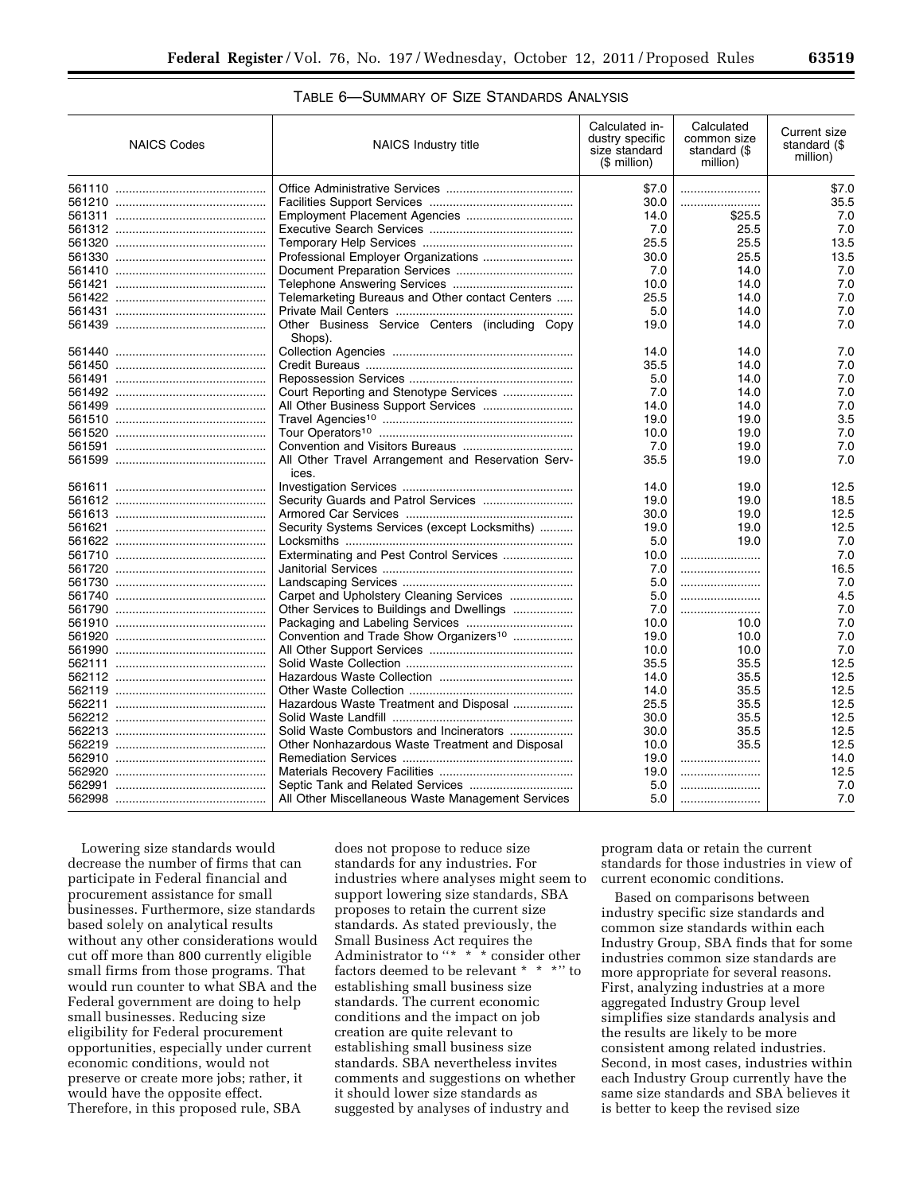TABLE 6—SUMMARY OF SIZE STANDARDS ANALYSIS

| NAICS Codes | NAICS Industry title | Calculated industry specific size standard ($ million) | Calculated common size standard ($ million) | Current size standard ($ million) |
|---|---|---|---|---|
| 561110 | Office Administrative Services | $7.0 | | $7.0 |
| 561210 | Facilities Support Services | 30.0 | | 35.5 |
| 561311 | Employment Placement Agencies | 14.0 | $25.5 | 7.0 |
| 561312 | Executive Search Services | 7.0 | 25.5 | 7.0 |
| 561320 | Temporary Help Services | 25.5 | 25.5 | 13.5 |
| 561330 | Professional Employer Organizations | 30.0 | 25.5 | 13.5 |
| 561410 | Document Preparation Services | 7.0 | 14.0 | 7.0 |
| 561421 | Telephone Answering Services | 10.0 | 14.0 | 7.0 |
| 561422 | Telemarketing Bureaus and Other contact Centers | 25.5 | 14.0 | 7.0 |
| 561431 | Private Mail Centers | 5.0 | 14.0 | 7.0 |
| 561439 | Other Business Service Centers (including Copy Shops). | 19.0 | 14.0 | 7.0 |
| 561440 | Collection Agencies | 14.0 | 14.0 | 7.0 |
| 561450 | Credit Bureaus | 35.5 | 14.0 | 7.0 |
| 561491 | Repossession Services | 5.0 | 14.0 | 7.0 |
| 561492 | Court Reporting and Stenotype Services | 7.0 | 14.0 | 7.0 |
| 561499 | All Other Business Support Services | 14.0 | 14.0 | 7.0 |
| 561510 | Travel Agencies[10] | 19.0 | 19.0 | 3.5 |
| 561520 | Tour Operators[10] | 10.0 | 19.0 | 7.0 |
| 561591 | Convention and Visitors Bureaus | 7.0 | 19.0 | 7.0 |
| 561599 | All Other Travel Arrangement and Reservation Services. | 35.5 | 19.0 | 7.0 |
| 561611 | Investigation Services | 14.0 | 19.0 | 12.5 |
| 561612 | Security Guards and Patrol Services | 19.0 | 19.0 | 18.5 |
| 561613 | Armored Car Services | 30.0 | 19.0 | 12.5 |
| 561621 | Security Systems Services (except Locksmiths) | 19.0 | 19.0 | 12.5 |
| 561622 | Locksmiths | 5.0 | 19.0 | 7.0 |
| 561710 | Exterminating and Pest Control Services | 10.0 | | 7.0 |
| 561720 | Janitorial Services | 7.0 | | 16.5 |
| 561730 | Landscaping Services | 5.0 | | 7.0 |
| 561740 | Carpet and Upholstery Cleaning Services | 5.0 | | 4.5 |
| 561790 | Other Services to Buildings and Dwellings | 7.0 | | 7.0 |
| 561910 | Packaging and Labeling Services | 10.0 | 10.0 | 7.0 |
| 561920 | Convention and Trade Show Organizers[10] | 19.0 | 10.0 | 7.0 |
| 561990 | All Other Support Services | 10.0 | 10.0 | 7.0 |
| 562111 | Solid Waste Collection | 35.5 | 35.5 | 12.5 |
| 562112 | Hazardous Waste Collection | 14.0 | 35.5 | 12.5 |
| 562119 | Other Waste Collection | 14.0 | 35.5 | 12.5 |
| 562211 | Hazardous Waste Treatment and Disposal | 25.5 | 35.5 | 12.5 |
| 562212 | Solid Waste Landfill | 30.0 | 35.5 | 12.5 |
| 562213 | Solid Waste Combustors and Incinerators | 30.0 | 35.5 | 12.5 |
| 562219 | Other Nonhazardous Waste Treatment and Disposal | 10.0 | 35.5 | 12.5 |
| 562910 | Remediation Services | 19.0 | | 14.0 |
| 562920 | Materials Recovery Facilities | 19.0 | | 12.5 |
| 562991 | Septic Tank and Related Services | 5.0 | | 7.0 |
| 562998 | All Other Miscellaneous Waste Management Services | 5.0 | | 7.0 |

Lowering size standards would decrease the number of firms that can participate in Federal financial and procurement assistance for small businesses. Furthermore, size standards based solely on analytical results without any other considerations would cut off more than 800 currently eligible small firms from those programs. That would run counter to what SBA and the Federal government are doing to help small businesses. Reducing size eligibility for Federal procurement opportunities, especially under current economic conditions, would not preserve or create more jobs; rather, it would have the opposite effect. Therefore, in this proposed rule, SBA does not propose to reduce size standards for any industries. For industries where analyses might seem to support lowering size standards, SBA proposes to retain the current size standards. As stated previously, the Small Business Act requires the Administrator to "* * * consider other factors deemed to be relevant * * *" to establishing small business size standards. The current economic conditions and the impact on job creation are quite relevant to establishing small business size standards. SBA nevertheless invites comments and suggestions on whether it should lower size standards as suggested by analyses of industry and program data or retain the current standards for those industries in view of current economic conditions.

Based on comparisons between industry specific size standards and common size standards within each Industry Group, SBA finds that for some industries common size standards are more appropriate for several reasons. First, analyzing industries at a more aggregated Industry Group level simplifies size standards analysis and the results are likely to be more consistent among related industries. Second, in most cases, industries within each Industry Group currently have the same size standards and SBA believes it is better to keep the revised size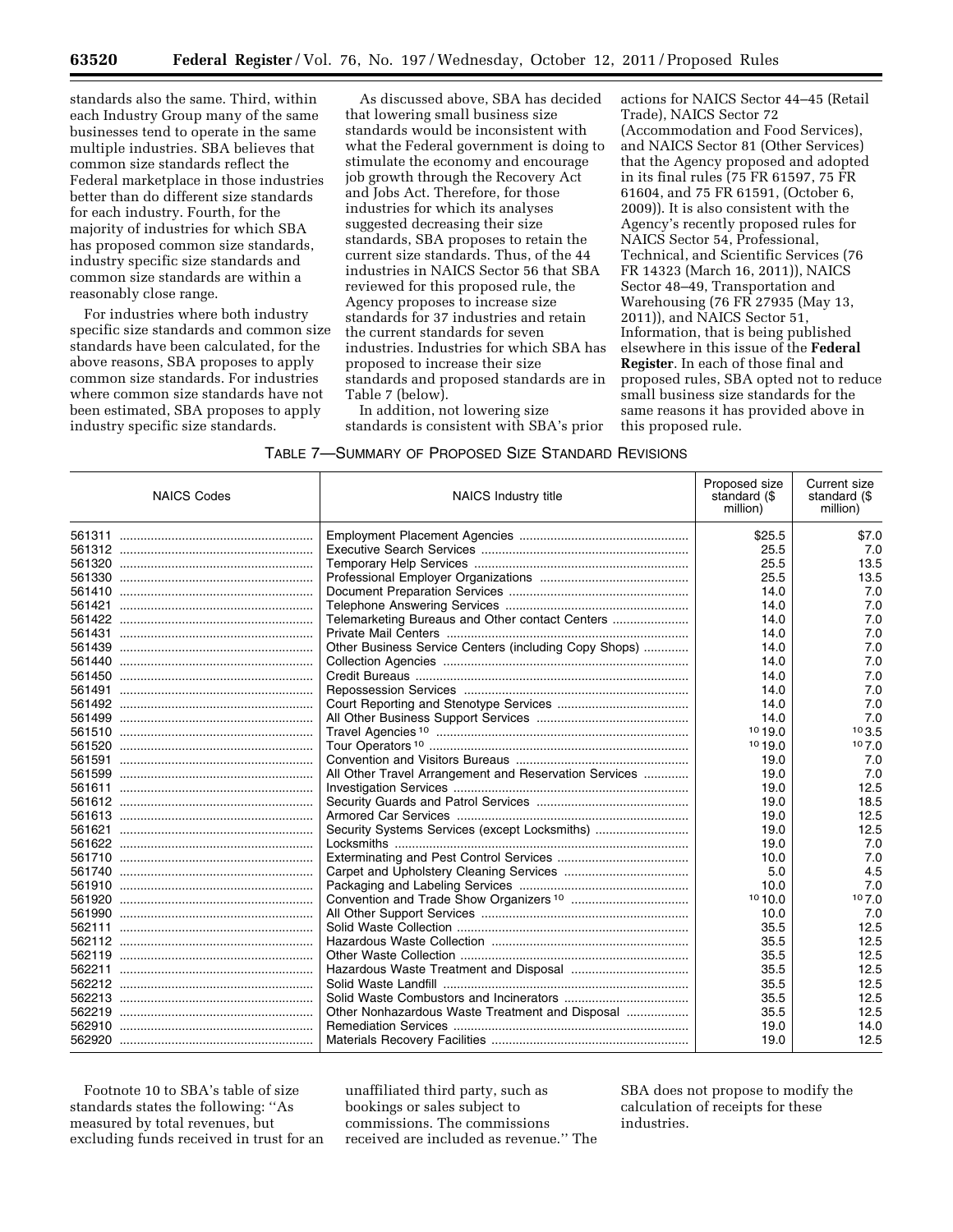standards also the same. Third, within each Industry Group many of the same businesses tend to operate in the same multiple industries. SBA believes that common size standards reflect the Federal marketplace in those industries better than do different size standards for each industry. Fourth, for the majority of industries for which SBA has proposed common size standards, industry specific size standards and common size standards are within a reasonably close range.

For industries where both industry specific size standards and common size standards have been calculated, for the above reasons, SBA proposes to apply common size standards. For industries where common size standards have not been estimated, SBA proposes to apply industry specific size standards.

As discussed above, SBA has decided that lowering small business size standards would be inconsistent with what the Federal government is doing to stimulate the economy and encourage job growth through the Recovery Act and Jobs Act. Therefore, for those industries for which its analyses suggested decreasing their size standards, SBA proposes to retain the current size standards. Thus, of the 44 industries in NAICS Sector 56 that SBA reviewed for this proposed rule, the Agency proposes to increase size standards for 37 industries and retain the current standards for seven industries. Industries for which SBA has proposed to increase their size standards and proposed standards are in Table 7 (below).

In addition, not lowering size standards is consistent with SBA's prior actions for NAICS Sector 44–45 (Retail Trade), NAICS Sector 72 (Accommodation and Food Services), and NAICS Sector 81 (Other Services) that the Agency proposed and adopted in its final rules (75 FR 61597, 75 FR 61604, and 75 FR 61591, (October 6, 2009)). It is also consistent with the Agency's recently proposed rules for NAICS Sector 54, Professional, Technical, and Scientific Services (76 FR 14323 (March 16, 2011)), NAICS Sector 48–49, Transportation and Warehousing (76 FR 27935 (May 13, 2011)), and NAICS Sector 51, Information, that is being published elsewhere in this issue of the **Federal Register**. In each of those final and proposed rules, SBA opted not to reduce small business size standards for the same reasons it has provided above in this proposed rule.

TABLE 7—SUMMARY OF PROPOSED SIZE STANDARD REVISIONS

| NAICS Codes | NAICS Industry title | Proposed size standard ($ million) | Current size standard ($ million) |
|---|---|---|---|
| 561311 | Employment Placement Agencies | $25.5 | $7.0 |
| 561312 | Executive Search Services | 25.5 | 7.0 |
| 561320 | Temporary Help Services | 25.5 | 13.5 |
| 561330 | Professional Employer Organizations | 25.5 | 13.5 |
| 561410 | Document Preparation Services | 14.0 | 7.0 |
| 561421 | Telephone Answering Services | 14.0 | 7.0 |
| 561422 | Telemarketing Bureaus and Other contact Centers | 14.0 | 7.0 |
| 561431 | Private Mail Centers | 14.0 | 7.0 |
| 561439 | Other Business Service Centers (including Copy Shops) | 14.0 | 7.0 |
| 561440 | Collection Agencies | 14.0 | 7.0 |
| 561450 | Credit Bureaus | 14.0 | 7.0 |
| 561491 | Repossession Services | 14.0 | 7.0 |
| 561492 | Court Reporting and Stenotype Services | 14.0 | 7.0 |
| 561499 | All Other Business Support Services | 14.0 | 7.0 |
| 561510 | Travel Agencies [10] | [10] 19.0 | [10] 3.5 |
| 561520 | Tour Operators [10] | [10] 19.0 | [10] 7.0 |
| 561591 | Convention and Visitors Bureaus | 19.0 | 7.0 |
| 561599 | All Other Travel Arrangement and Reservation Services | 19.0 | 7.0 |
| 561611 | Investigation Services | 19.0 | 12.5 |
| 561612 | Security Guards and Patrol Services | 19.0 | 18.5 |
| 561613 | Armored Car Services | 19.0 | 12.5 |
| 561621 | Security Systems Services (except Locksmiths) | 19.0 | 12.5 |
| 561622 | Locksmiths | 19.0 | 7.0 |
| 561710 | Exterminating and Pest Control Services | 10.0 | 7.0 |
| 561740 | Carpet and Upholstery Cleaning Services | 5.0 | 4.5 |
| 561910 | Packaging and Labeling Services | 10.0 | 7.0 |
| 561920 | Convention and Trade Show Organizers [10] | [10] 10.0 | [10] 7.0 |
| 561990 | All Other Support Services | 10.0 | 7.0 |
| 562111 | Solid Waste Collection | 35.5 | 12.5 |
| 562112 | Hazardous Waste Collection | 35.5 | 12.5 |
| 562119 | Other Waste Collection | 35.5 | 12.5 |
| 562211 | Hazardous Waste Treatment and Disposal | 35.5 | 12.5 |
| 562212 | Solid Waste Landfill | 35.5 | 12.5 |
| 562213 | Solid Waste Combustors and Incinerators | 35.5 | 12.5 |
| 562219 | Other Nonhazardous Waste Treatment and Disposal | 35.5 | 12.5 |
| 562910 | Remediation Services | 19.0 | 14.0 |
| 562920 | Materials Recovery Facilities | 19.0 | 12.5 |

Footnote 10 to SBA's table of size standards states the following: "As measured by total revenues, but excluding funds received in trust for an unaffiliated third party, such as bookings or sales subject to commissions. The commissions received are included as revenue." The SBA does not propose to modify the calculation of receipts for these industries.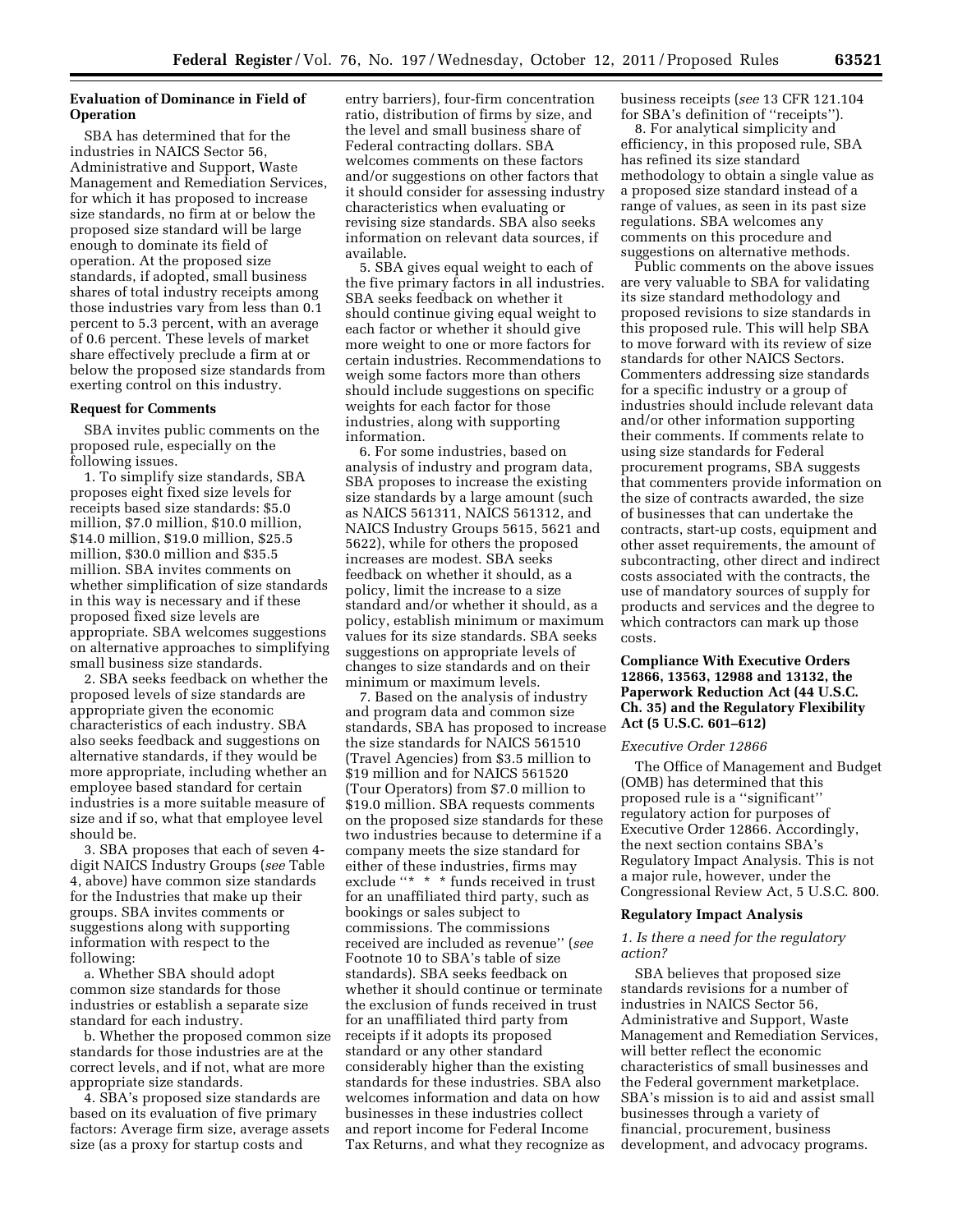**Evaluation of Dominance in Field of Operation**

SBA has determined that for the industries in NAICS Sector 56, Administrative and Support, Waste Management and Remediation Services, for which it has proposed to increase size standards, no firm at or below the proposed size standard will be large enough to dominate its field of operation. At the proposed size standards, if adopted, small business shares of total industry receipts among those industries vary from less than 0.1 percent to 5.3 percent, with an average of 0.6 percent. These levels of market share effectively preclude a firm at or below the proposed size standards from exerting control on this industry.

**Request for Comments**

SBA invites public comments on the proposed rule, especially on the following issues.

1. To simplify size standards, SBA proposes eight fixed size levels for receipts based size standards: $5.0 million, $7.0 million, $10.0 million, $14.0 million, $19.0 million, $25.5 million, $30.0 million and $35.5 million. SBA invites comments on whether simplification of size standards in this way is necessary and if these proposed fixed size levels are appropriate. SBA welcomes suggestions on alternative approaches to simplifying small business size standards.

2. SBA seeks feedback on whether the proposed levels of size standards are appropriate given the economic characteristics of each industry. SBA also seeks feedback and suggestions on alternative standards, if they would be more appropriate, including whether an employee based standard for certain industries is a more suitable measure of size and if so, what that employee level should be.

3. SBA proposes that each of seven 4-digit NAICS Industry Groups (*see* Table 4, above) have common size standards for the Industries that make up their groups. SBA invites comments or suggestions along with supporting information with respect to the following:

a. Whether SBA should adopt common size standards for those industries or establish a separate size standard for each industry.

b. Whether the proposed common size standards for those industries are at the correct levels, and if not, what are more appropriate size standards.

4. SBA's proposed size standards are based on its evaluation of five primary factors: Average firm size, average assets size (as a proxy for startup costs and entry barriers), four-firm concentration ratio, distribution of firms by size, and the level and small business share of Federal contracting dollars. SBA welcomes comments on these factors and/or suggestions on other factors that it should consider for assessing industry characteristics when evaluating or revising size standards. SBA also seeks information on relevant data sources, if available.

5. SBA gives equal weight to each of the five primary factors in all industries. SBA seeks feedback on whether it should continue giving equal weight to each factor or whether it should give more weight to one or more factors for certain industries. Recommendations to weigh some factors more than others should include suggestions on specific weights for each factor for those industries, along with supporting information.

6. For some industries, based on analysis of industry and program data, SBA proposes to increase the existing size standards by a large amount (such as NAICS 561311, NAICS 561312, and NAICS Industry Groups 5615, 5621 and 5622), while for others the proposed increases are modest. SBA seeks feedback on whether it should, as a policy, limit the increase to a size standard and/or whether it should, as a policy, establish minimum or maximum values for its size standards. SBA seeks suggestions on appropriate levels of changes to size standards and on their minimum or maximum levels.

7. Based on the analysis of industry and program data and common size standards, SBA has proposed to increase the size standards for NAICS 561510 (Travel Agencies) from $3.5 million to $19 million and for NAICS 561520 (Tour Operators) from $7.0 million to $19.0 million. SBA requests comments on the proposed size standards for these two industries because to determine if a company meets the size standard for either of these industries, firms may exclude "* * * funds received in trust for an unaffiliated third party, such as bookings or sales subject to commissions. The commissions received are included as revenue" (*see* Footnote 10 to SBA's table of size standards). SBA seeks feedback on whether it should continue or terminate the exclusion of funds received in trust for an unaffiliated third party from receipts if it adopts its proposed standard or any other standard considerably higher than the existing standards for these industries. SBA also welcomes information and data on how businesses in these industries collect and report income for Federal Income Tax Returns, and what they recognize as business receipts (*see* 13 CFR 121.104 for SBA's definition of "receipts").

8. For analytical simplicity and efficiency, in this proposed rule, SBA has refined its size standard methodology to obtain a single value as a proposed size standard instead of a range of values, as seen in its past size regulations. SBA welcomes any comments on this procedure and suggestions on alternative methods.

Public comments on the above issues are very valuable to SBA for validating its size standard methodology and proposed revisions to size standards in this proposed rule. This will help SBA to move forward with its review of size standards for other NAICS Sectors. Commenters addressing size standards for a specific industry or a group of industries should include relevant data and/or other information supporting their comments. If comments relate to using size standards for Federal procurement programs, SBA suggests that commenters provide information on the size of contracts awarded, the size of businesses that can undertake the contracts, start-up costs, equipment and other asset requirements, the amount of subcontracting, other direct and indirect costs associated with the contracts, the use of mandatory sources of supply for products and services and the degree to which contractors can mark up those costs.

**Compliance With Executive Orders 12866, 13563, 12988 and 13132, the Paperwork Reduction Act (44 U.S.C. Ch. 35) and the Regulatory Flexibility Act (5 U.S.C. 601–612)**

*Executive Order 12866*

The Office of Management and Budget (OMB) has determined that this proposed rule is a "significant" regulatory action for purposes of Executive Order 12866. Accordingly, the next section contains SBA's Regulatory Impact Analysis. This is not a major rule, however, under the Congressional Review Act, 5 U.S.C. 800.

**Regulatory Impact Analysis**

*1. Is there a need for the regulatory action?*

SBA believes that proposed size standards revisions for a number of industries in NAICS Sector 56, Administrative and Support, Waste Management and Remediation Services, will better reflect the economic characteristics of small businesses and the Federal government marketplace. SBA's mission is to aid and assist small businesses through a variety of financial, procurement, business development, and advocacy programs.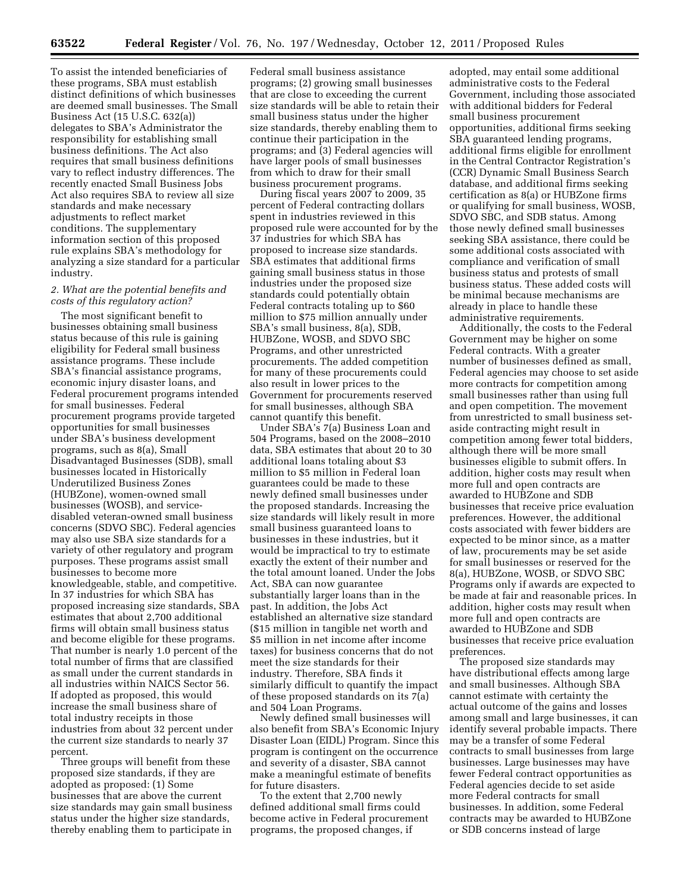To assist the intended beneficiaries of these programs, SBA must establish distinct definitions of which businesses are deemed small businesses. The Small Business Act (15 U.S.C. 632(a)) delegates to SBA's Administrator the responsibility for establishing small business definitions. The Act also requires that small business definitions vary to reflect industry differences. The recently enacted Small Business Jobs Act also requires SBA to review all size standards and make necessary adjustments to reflect market conditions. The supplementary information section of this proposed rule explains SBA's methodology for analyzing a size standard for a particular industry.

*2. What are the potential benefits and costs of this regulatory action?*

The most significant benefit to businesses obtaining small business status because of this rule is gaining eligibility for Federal small business assistance programs. These include SBA's financial assistance programs, economic injury disaster loans, and Federal procurement programs intended for small businesses. Federal procurement programs provide targeted opportunities for small businesses under SBA's business development programs, such as 8(a), Small Disadvantaged Businesses (SDB), small businesses located in Historically Underutilized Business Zones (HUBZone), women-owned small businesses (WOSB), and service-disabled veteran-owned small business concerns (SDVO SBC). Federal agencies may also use SBA size standards for a variety of other regulatory and program purposes. These programs assist small businesses to become more knowledgeable, stable, and competitive. In 37 industries for which SBA has proposed increasing size standards, SBA estimates that about 2,700 additional firms will obtain small business status and become eligible for these programs. That number is nearly 1.0 percent of the total number of firms that are classified as small under the current standards in all industries within NAICS Sector 56. If adopted as proposed, this would increase the small business share of total industry receipts in those industries from about 32 percent under the current size standards to nearly 37 percent.

Three groups will benefit from these proposed size standards, if they are adopted as proposed: (1) Some businesses that are above the current size standards may gain small business status under the higher size standards, thereby enabling them to participate in Federal small business assistance programs; (2) growing small businesses that are close to exceeding the current size standards will be able to retain their small business status under the higher size standards, thereby enabling them to continue their participation in the programs; and (3) Federal agencies will have larger pools of small businesses from which to draw for their small business procurement programs.

During fiscal years 2007 to 2009, 35 percent of Federal contracting dollars spent in industries reviewed in this proposed rule were accounted for by the 37 industries for which SBA has proposed to increase size standards. SBA estimates that additional firms gaining small business status in those industries under the proposed size standards could potentially obtain Federal contracts totaling up to $60 million to $75 million annually under SBA's small business, 8(a), SDB, HUBZone, WOSB, and SDVO SBC Programs, and other unrestricted procurements. The added competition for many of these procurements could also result in lower prices to the Government for procurements reserved for small businesses, although SBA cannot quantify this benefit.

Under SBA's 7(a) Business Loan and 504 Programs, based on the 2008–2010 data, SBA estimates that about 20 to 30 additional loans totaling about $3 million to $5 million in Federal loan guarantees could be made to these newly defined small businesses under the proposed standards. Increasing the size standards will likely result in more small business guaranteed loans to businesses in these industries, but it would be impractical to try to estimate exactly the extent of their number and the total amount loaned. Under the Jobs Act, SBA can now guarantee substantially larger loans than in the past. In addition, the Jobs Act established an alternative size standard ($15 million in tangible net worth and $5 million in net income after income taxes) for business concerns that do not meet the size standards for their industry. Therefore, SBA finds it similarly difficult to quantify the impact of these proposed standards on its 7(a) and 504 Loan Programs.

Newly defined small businesses will also benefit from SBA's Economic Injury Disaster Loan (EIDL) Program. Since this program is contingent on the occurrence and severity of a disaster, SBA cannot make a meaningful estimate of benefits for future disasters.

To the extent that 2,700 newly defined additional small firms could become active in Federal procurement programs, the proposed changes, if adopted, may entail some additional administrative costs to the Federal Government, including those associated with additional bidders for Federal small business procurement opportunities, additional firms seeking SBA guaranteed lending programs, additional firms eligible for enrollment in the Central Contractor Registration's (CCR) Dynamic Small Business Search database, and additional firms seeking certification as 8(a) or HUBZone firms or qualifying for small business, WOSB, SDVO SBC, and SDB status. Among those newly defined small businesses seeking SBA assistance, there could be some additional costs associated with compliance and verification of small business status and protests of small business status. These added costs will be minimal because mechanisms are already in place to handle these administrative requirements.

Additionally, the costs to the Federal Government may be higher on some Federal contracts. With a greater number of businesses defined as small, Federal agencies may choose to set aside more contracts for competition among small businesses rather than using full and open competition. The movement from unrestricted to small business set-aside contracting might result in competition among fewer total bidders, although there will be more small businesses eligible to submit offers. In addition, higher costs may result when more full and open contracts are awarded to HUBZone and SDB businesses that receive price evaluation preferences. However, the additional costs associated with fewer bidders are expected to be minor since, as a matter of law, procurements may be set aside for small businesses or reserved for the 8(a), HUBZone, WOSB, or SDVO SBC Programs only if awards are expected to be made at fair and reasonable prices. In addition, higher costs may result when more full and open contracts are awarded to HUBZone and SDB businesses that receive price evaluation preferences.

The proposed size standards may have distributional effects among large and small businesses. Although SBA cannot estimate with certainty the actual outcome of the gains and losses among small and large businesses, it can identify several probable impacts. There may be a transfer of some Federal contracts to small businesses from large businesses. Large businesses may have fewer Federal contract opportunities as Federal agencies decide to set aside more Federal contracts for small businesses. In addition, some Federal contracts may be awarded to HUBZone or SDB concerns instead of large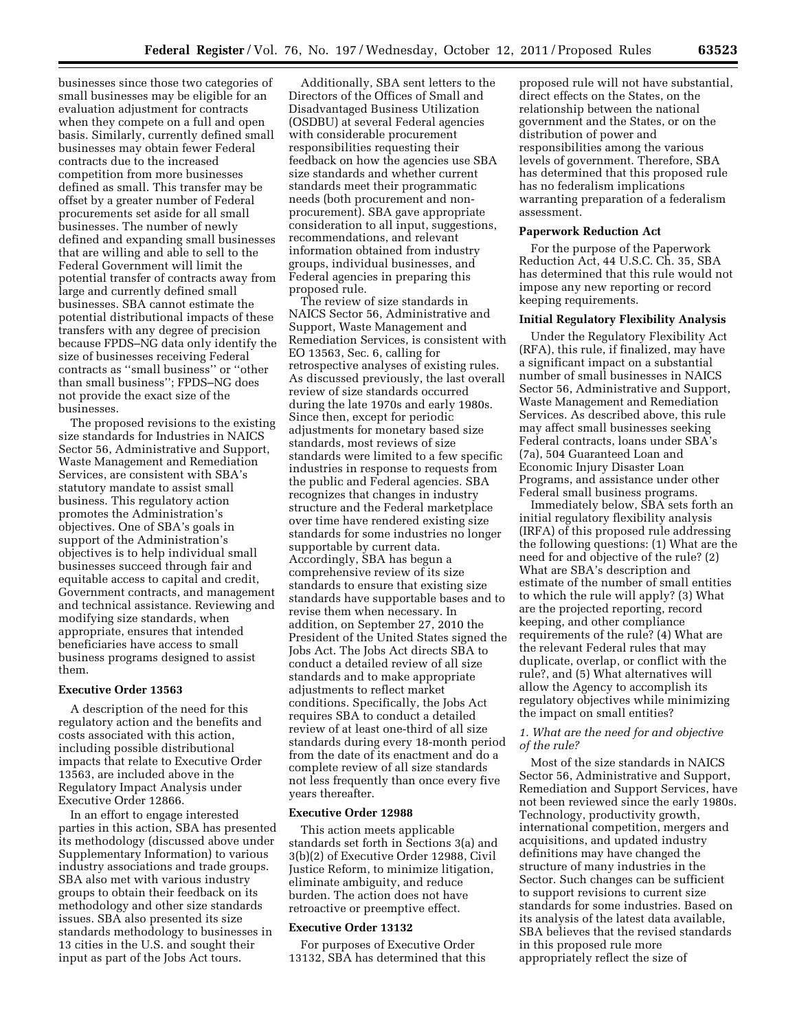businesses since those two categories of small businesses may be eligible for an evaluation adjustment for contracts when they compete on a full and open basis. Similarly, currently defined small businesses may obtain fewer Federal contracts due to the increased competition from more businesses defined as small. This transfer may be offset by a greater number of Federal procurements set aside for all small businesses. The number of newly defined and expanding small businesses that are willing and able to sell to the Federal Government will limit the potential transfer of contracts away from large and currently defined small businesses. SBA cannot estimate the potential distributional impacts of these transfers with any degree of precision because FPDS–NG data only identify the size of businesses receiving Federal contracts as ''small business'' or ''other than small business''; FPDS–NG does not provide the exact size of the businesses.

The proposed revisions to the existing size standards for Industries in NAICS Sector 56, Administrative and Support, Waste Management and Remediation Services, are consistent with SBA's statutory mandate to assist small business. This regulatory action promotes the Administration's objectives. One of SBA's goals in support of the Administration's objectives is to help individual small businesses succeed through fair and equitable access to capital and credit, Government contracts, and management and technical assistance. Reviewing and modifying size standards, when appropriate, ensures that intended beneficiaries have access to small business programs designed to assist them.

**Executive Order 13563**

A description of the need for this regulatory action and the benefits and costs associated with this action, including possible distributional impacts that relate to Executive Order 13563, are included above in the Regulatory Impact Analysis under Executive Order 12866.

In an effort to engage interested parties in this action, SBA has presented its methodology (discussed above under Supplementary Information) to various industry associations and trade groups. SBA also met with various industry groups to obtain their feedback on its methodology and other size standards issues. SBA also presented its size standards methodology to businesses in 13 cities in the U.S. and sought their input as part of the Jobs Act tours.

Additionally, SBA sent letters to the Directors of the Offices of Small and Disadvantaged Business Utilization (OSDBU) at several Federal agencies with considerable procurement responsibilities requesting their feedback on how the agencies use SBA size standards and whether current standards meet their programmatic needs (both procurement and non-procurement). SBA gave appropriate consideration to all input, suggestions, recommendations, and relevant information obtained from industry groups, individual businesses, and Federal agencies in preparing this proposed rule.

The review of size standards in NAICS Sector 56, Administrative and Support, Waste Management and Remediation Services, is consistent with EO 13563, Sec. 6, calling for retrospective analyses of existing rules. As discussed previously, the last overall review of size standards occurred during the late 1970s and early 1980s. Since then, except for periodic adjustments for monetary based size standards, most reviews of size standards were limited to a few specific industries in response to requests from the public and Federal agencies. SBA recognizes that changes in industry structure and the Federal marketplace over time have rendered existing size standards for some industries no longer supportable by current data. Accordingly, SBA has begun a comprehensive review of its size standards to ensure that existing size standards have supportable bases and to revise them when necessary. In addition, on September 27, 2010 the President of the United States signed the Jobs Act. The Jobs Act directs SBA to conduct a detailed review of all size standards and to make appropriate adjustments to reflect market conditions. Specifically, the Jobs Act requires SBA to conduct a detailed review of at least one-third of all size standards during every 18-month period from the date of its enactment and do a complete review of all size standards not less frequently than once every five years thereafter.

**Executive Order 12988**

This action meets applicable standards set forth in Sections 3(a) and 3(b)(2) of Executive Order 12988, Civil Justice Reform, to minimize litigation, eliminate ambiguity, and reduce burden. The action does not have retroactive or preemptive effect.

**Executive Order 13132**

For purposes of Executive Order 13132, SBA has determined that this proposed rule will not have substantial, direct effects on the States, on the relationship between the national government and the States, or on the distribution of power and responsibilities among the various levels of government. Therefore, SBA has determined that this proposed rule has no federalism implications warranting preparation of a federalism assessment.

**Paperwork Reduction Act**

For the purpose of the Paperwork Reduction Act, 44 U.S.C. Ch. 35, SBA has determined that this rule would not impose any new reporting or record keeping requirements.

**Initial Regulatory Flexibility Analysis**

Under the Regulatory Flexibility Act (RFA), this rule, if finalized, may have a significant impact on a substantial number of small businesses in NAICS Sector 56, Administrative and Support, Waste Management and Remediation Services. As described above, this rule may affect small businesses seeking Federal contracts, loans under SBA's (7a), 504 Guaranteed Loan and Economic Injury Disaster Loan Programs, and assistance under other Federal small business programs.

Immediately below, SBA sets forth an initial regulatory flexibility analysis (IRFA) of this proposed rule addressing the following questions: (1) What are the need for and objective of the rule? (2) What are SBA's description and estimate of the number of small entities to which the rule will apply? (3) What are the projected reporting, record keeping, and other compliance requirements of the rule? (4) What are the relevant Federal rules that may duplicate, overlap, or conflict with the rule?, and (5) What alternatives will allow the Agency to accomplish its regulatory objectives while minimizing the impact on small entities?

*1. What are the need for and objective of the rule?*

Most of the size standards in NAICS Sector 56, Administrative and Support, Remediation and Support Services, have not been reviewed since the early 1980s. Technology, productivity growth, international competition, mergers and acquisitions, and updated industry definitions may have changed the structure of many industries in the Sector. Such changes can be sufficient to support revisions to current size standards for some industries. Based on its analysis of the latest data available, SBA believes that the revised standards in this proposed rule more appropriately reflect the size of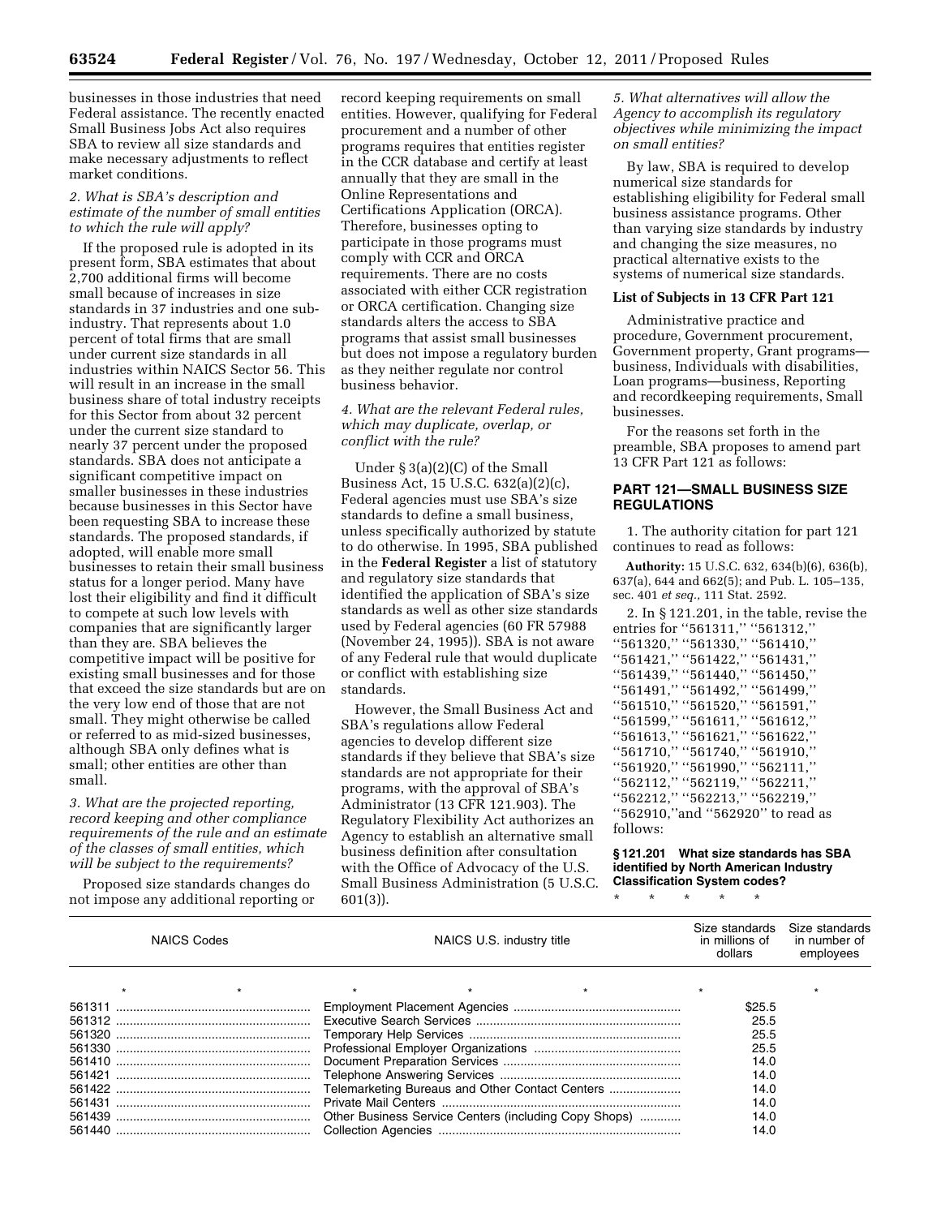businesses in those industries that need Federal assistance. The recently enacted Small Business Jobs Act also requires SBA to review all size standards and make necessary adjustments to reflect market conditions.

*2. What is SBA's description and estimate of the number of small entities to which the rule will apply?*

If the proposed rule is adopted in its present form, SBA estimates that about 2,700 additional firms will become small because of increases in size standards in 37 industries and one sub-industry. That represents about 1.0 percent of total firms that are small under current size standards in all industries within NAICS Sector 56. This will result in an increase in the small business share of total industry receipts for this Sector from about 32 percent under the current size standard to nearly 37 percent under the proposed standards. SBA does not anticipate a significant competitive impact on smaller businesses in these industries because businesses in this Sector have been requesting SBA to increase these standards. The proposed standards, if adopted, will enable more small businesses to retain their small business status for a longer period. Many have lost their eligibility and find it difficult to compete at such low levels with companies that are significantly larger than they are. SBA believes the competitive impact will be positive for existing small businesses and for those that exceed the size standards but are on the very low end of those that are not small. They might otherwise be called or referred to as mid-sized businesses, although SBA only defines what is small; other entities are other than small.

*3. What are the projected reporting, record keeping and other compliance requirements of the rule and an estimate of the classes of small entities, which will be subject to the requirements?*

Proposed size standards changes do not impose any additional reporting or record keeping requirements on small entities. However, qualifying for Federal procurement and a number of other programs requires that entities register in the CCR database and certify at least annually that they are small in the Online Representations and Certifications Application (ORCA). Therefore, businesses opting to participate in those programs must comply with CCR and ORCA requirements. There are no costs associated with either CCR registration or ORCA certification. Changing size standards alters the access to SBA programs that assist small businesses but does not impose a regulatory burden as they neither regulate nor control business behavior.

*4. What are the relevant Federal rules, which may duplicate, overlap, or conflict with the rule?*

Under § 3(a)(2)(C) of the Small Business Act, 15 U.S.C. 632(a)(2)(c), Federal agencies must use SBA's size standards to define a small business, unless specifically authorized by statute to do otherwise. In 1995, SBA published in the **Federal Register** a list of statutory and regulatory size standards that identified the application of SBA's size standards as well as other size standards used by Federal agencies (60 FR 57988 (November 24, 1995)). SBA is not aware of any Federal rule that would duplicate or conflict with establishing size standards.

However, the Small Business Act and SBA's regulations allow Federal agencies to develop different size standards if they believe that SBA's size standards are not appropriate for their programs, with the approval of SBA's Administrator (13 CFR 121.903). The Regulatory Flexibility Act authorizes an Agency to establish an alternative small business definition after consultation with the Office of Advocacy of the U.S. Small Business Administration (5 U.S.C. 601(3)).

*5. What alternatives will allow the Agency to accomplish its regulatory objectives while minimizing the impact on small entities?*

By law, SBA is required to develop numerical size standards for establishing eligibility for Federal small business assistance programs. Other than varying size standards by industry and changing the size measures, no practical alternative exists to the systems of numerical size standards.

**List of Subjects in 13 CFR Part 121**

Administrative practice and procedure, Government procurement, Government property, Grant programs—business, Individuals with disabilities, Loan programs—business, Reporting and recordkeeping requirements, Small businesses.

For the reasons set forth in the preamble, SBA proposes to amend part 13 CFR Part 121 as follows:

## PART 121—SMALL BUSINESS SIZE REGULATIONS

1. The authority citation for part 121 continues to read as follows:

**Authority:** 15 U.S.C. 632, 634(b)(6), 636(b), 637(a), 644 and 662(5); and Pub. L. 105–135, sec. 401 *et seq.,* 111 Stat. 2592.

2. In § 121.201, in the table, revise the entries for "561311," "561312," "561320," "561330," "561410," "561421," "561422," "561431," "561439," "561440," "561450," "561491," "561492," "561499," "561510," "561520," "561591," "561599," "561611," "561612," "561613," "561621," "561622," "561710," "561740," "561910," "561920," "561990," "562111," "562112," "562119," "562211," "562212," "562213," "562219," "562910,"and "562920" to read as follows:

**§ 121.201 What size standards has SBA identified by North American Industry Classification System codes?**

\* \* \* \* \*

| NAICS Codes | NAICS U.S. industry title | Size standards in millions of dollars | Size standards in number of employees |
|---|---|---|---|
| * * | * * * | * | * |
| 561311 | Employment Placement Agencies | $25.5 | |
| 561312 | Executive Search Services | 25.5 | |
| 561320 | Temporary Help Services | 25.5 | |
| 561330 | Professional Employer Organizations | 25.5 | |
| 561410 | Document Preparation Services | 14.0 | |
| 561421 | Telephone Answering Services | 14.0 | |
| 561422 | Telemarketing Bureaus and Other Contact Centers | 14.0 | |
| 561431 | Private Mail Centers | 14.0 | |
| 561439 | Other Business Service Centers (including Copy Shops) | 14.0 | |
| 561440 | Collection Agencies | 14.0 | |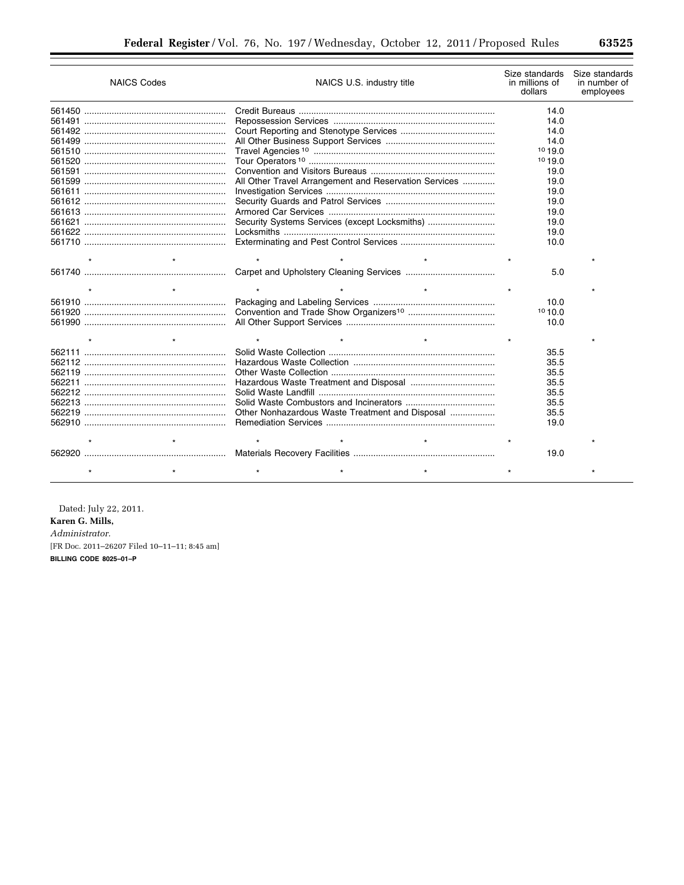| NAICS Codes | NAICS U.S. industry title | Size standards in millions of dollars | Size standards in number of employees |
|---|---|---|---|
| 561450 | Credit Bureaus | 14.0 | |
| 561491 | Repossession Services | 14.0 | |
| 561492 | Court Reporting and Stenotype Services | 14.0 | |
| 561499 | All Other Business Support Services | 14.0 | |
| 561510 | Travel Agencies [10] | [10] 19.0 | |
| 561520 | Tour Operators [10] | [10] 19.0 | |
| 561591 | Convention and Visitors Bureaus | 19.0 | |
| 561599 | All Other Travel Arrangement and Reservation Services | 19.0 | |
| 561611 | Investigation Services | 19.0 | |
| 561612 | Security Guards and Patrol Services | 19.0 | |
| 561613 | Armored Car Services | 19.0 | |
| 561621 | Security Systems Services (except Locksmiths) | 19.0 | |
| 561622 | Locksmiths | 19.0 | |
| 561710 | Exterminating and Pest Control Services | 10.0 | |
| * * | * * * | * | * |
| 561740 | Carpet and Upholstery Cleaning Services | 5.0 | |
| * * | * * * | * | * |
| 561910 | Packaging and Labeling Services | 10.0 | |
| 561920 | Convention and Trade Show Organizers [10] | [10] 10.0 | |
| 561990 | All Other Support Services | 10.0 | |
| * * | * * * | * | * |
| 562111 | Solid Waste Collection | 35.5 | |
| 562112 | Hazardous Waste Collection | 35.5 | |
| 562119 | Other Waste Collection | 35.5 | |
| 562211 | Hazardous Waste Treatment and Disposal | 35.5 | |
| 562212 | Solid Waste Landfill | 35.5 | |
| 562213 | Solid Waste Combustors and Incinerators | 35.5 | |
| 562219 | Other Nonhazardous Waste Treatment and Disposal | 35.5 | |
| 562910 | Remediation Services | 19.0 | |
| * * | * * * | * | * |
| 562920 | Materials Recovery Facilities | 19.0 | |
| * * | * * * | * | * |

Dated: July 22, 2011.

**Karen G. Mills,**

*Administrator.*

[FR Doc. 2011–26207 Filed 10–11–11; 8:45 am]

**BILLING CODE 8025–01–P**